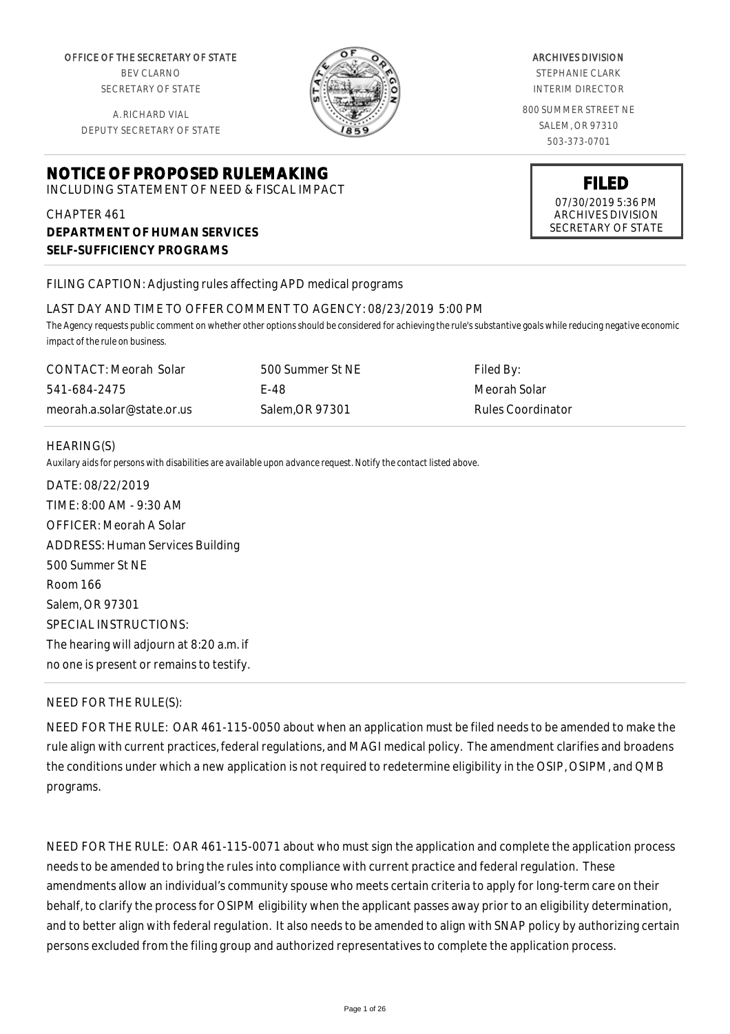OFFICE OF THE SECRETARY OF STATE
BEV CLARNO
SECRETARY OF STATE

A. RICHARD VIAL
DEPUTY SECRETARY OF STATE

ARCHIVES DIVISION
STEPHANIE CLARK
INTERIM DIRECTOR

800 SUMMER STREET NE
SALEM, OR 97310
503-373-0701

# NOTICE OF PROPOSED RULEMAKING

INCLUDING STATEMENT OF NEED & FISCAL IMPACT

**FILED**
07/30/2019 5:36 PM
ARCHIVES DIVISION
SECRETARY OF STATE

CHAPTER 461
**DEPARTMENT OF HUMAN SERVICES**
**SELF-SUFFICIENCY PROGRAMS**

FILING CAPTION: Adjusting rules affecting APD medical programs

LAST DAY AND TIME TO OFFER COMMENT TO AGENCY: 08/23/2019 5:00 PM

*The Agency requests public comment on whether other options should be considered for achieving the rule's substantive goals while reducing negative economic impact of the rule on business.*

| CONTACT: Meorah Solar | 500 Summer St NE | Filed By: |
|---|---|---|
| 541-684-2475 | E-48 | Meorah Solar |
| meorah.a.solar@state.or.us | Salem,OR 97301 | Rules Coordinator |

HEARING(S)

*Auxilary aids for persons with disabilities are available upon advance request. Notify the contact listed above.*

DATE: 08/22/2019
TIME: 8:00 AM - 9:30 AM
OFFICER: Meorah A Solar
ADDRESS: Human Services Building
500 Summer St NE
Room 166
Salem, OR 97301
SPECIAL INSTRUCTIONS:
The hearing will adjourn at 8:20 a.m. if no one is present or remains to testify.

NEED FOR THE RULE(S):

NEED FOR THE RULE: OAR 461-115-0050 about when an application must be filed needs to be amended to make the rule align with current practices, federal regulations, and MAGI medical policy. The amendment clarifies and broadens the conditions under which a new application is not required to redetermine eligibility in the OSIP, OSIPM, and QMB programs.

NEED FOR THE RULE: OAR 461-115-0071 about who must sign the application and complete the application process needs to be amended to bring the rules into compliance with current practice and federal regulation. These amendments allow an individual's community spouse who meets certain criteria to apply for long-term care on their behalf, to clarify the process for OSIPM eligibility when the applicant passes away prior to an eligibility determination, and to better align with federal regulation. It also needs to be amended to align with SNAP policy by authorizing certain persons excluded from the filing group and authorized representatives to complete the application process.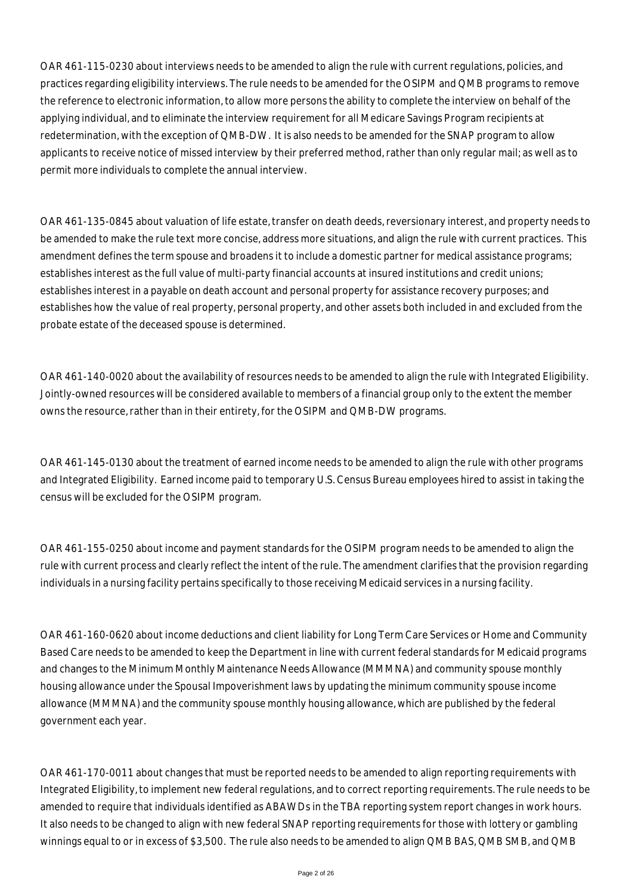OAR 461-115-0230 about interviews needs to be amended to align the rule with current regulations, policies, and practices regarding eligibility interviews. The rule needs to be amended for the OSIPM and QMB programs to remove the reference to electronic information, to allow more persons the ability to complete the interview on behalf of the applying individual, and to eliminate the interview requirement for all Medicare Savings Program recipients at redetermination, with the exception of QMB-DW. It is also needs to be amended for the SNAP program to allow applicants to receive notice of missed interview by their preferred method, rather than only regular mail; as well as to permit more individuals to complete the annual interview.

OAR 461-135-0845 about valuation of life estate, transfer on death deeds, reversionary interest, and property needs to be amended to make the rule text more concise, address more situations, and align the rule with current practices. This amendment defines the term spouse and broadens it to include a domestic partner for medical assistance programs; establishes interest as the full value of multi-party financial accounts at insured institutions and credit unions; establishes interest in a payable on death account and personal property for assistance recovery purposes; and establishes how the value of real property, personal property, and other assets both included in and excluded from the probate estate of the deceased spouse is determined.

OAR 461-140-0020 about the availability of resources needs to be amended to align the rule with Integrated Eligibility. Jointly-owned resources will be considered available to members of a financial group only to the extent the member owns the resource, rather than in their entirety, for the OSIPM and QMB-DW programs.

OAR 461-145-0130 about the treatment of earned income needs to be amended to align the rule with other programs and Integrated Eligibility. Earned income paid to temporary U.S. Census Bureau employees hired to assist in taking the census will be excluded for the OSIPM program.

OAR 461-155-0250 about income and payment standards for the OSIPM program needs to be amended to align the rule with current process and clearly reflect the intent of the rule. The amendment clarifies that the provision regarding individuals in a nursing facility pertains specifically to those receiving Medicaid services in a nursing facility.

OAR 461-160-0620 about income deductions and client liability for Long Term Care Services or Home and Community Based Care needs to be amended to keep the Department in line with current federal standards for Medicaid programs and changes to the Minimum Monthly Maintenance Needs Allowance (MMMNA) and community spouse monthly housing allowance under the Spousal Impoverishment laws by updating the minimum community spouse income allowance (MMMNA) and the community spouse monthly housing allowance, which are published by the federal government each year.

OAR 461-170-0011 about changes that must be reported needs to be amended to align reporting requirements with Integrated Eligibility, to implement new federal regulations, and to correct reporting requirements. The rule needs to be amended to require that individuals identified as ABAWDs in the TBA reporting system report changes in work hours. It also needs to be changed to align with new federal SNAP reporting requirements for those with lottery or gambling winnings equal to or in excess of $3,500. The rule also needs to be amended to align QMB BAS, QMB SMB, and QMB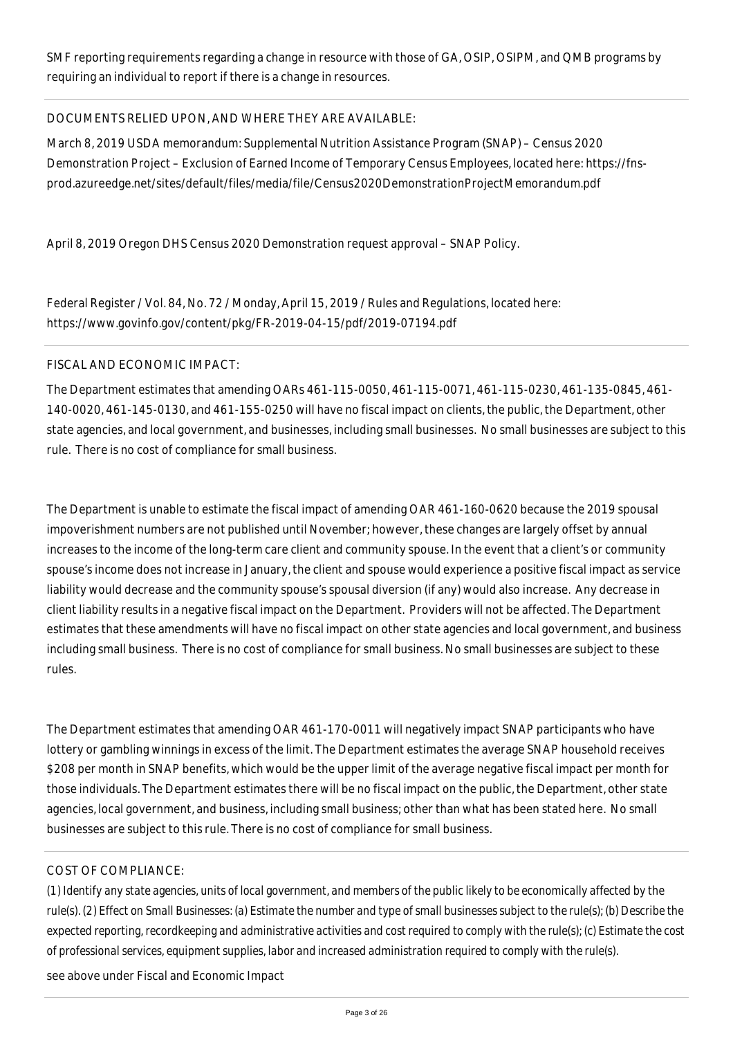SMF reporting requirements regarding a change in resource with those of GA, OSIP, OSIPM, and QMB programs by requiring an individual to report if there is a change in resources.

DOCUMENTS RELIED UPON, AND WHERE THEY ARE AVAILABLE:

March 8, 2019 USDA memorandum: Supplemental Nutrition Assistance Program (SNAP) – Census 2020 Demonstration Project – Exclusion of Earned Income of Temporary Census Employees, located here: https://fns-prod.azureedge.net/sites/default/files/media/file/Census2020DemonstrationProjectMemorandum.pdf

April 8, 2019 Oregon DHS Census 2020 Demonstration request approval – SNAP Policy.

Federal Register / Vol. 84, No. 72 / Monday, April 15, 2019 / Rules and Regulations, located here: https://www.govinfo.gov/content/pkg/FR-2019-04-15/pdf/2019-07194.pdf

FISCAL AND ECONOMIC IMPACT:

The Department estimates that amending OARs 461-115-0050, 461-115-0071, 461-115-0230, 461-135-0845, 461-140-0020, 461-145-0130, and 461-155-0250 will have no fiscal impact on clients, the public, the Department, other state agencies, and local government, and businesses, including small businesses. No small businesses are subject to this rule. There is no cost of compliance for small business.

The Department is unable to estimate the fiscal impact of amending OAR 461-160-0620 because the 2019 spousal impoverishment numbers are not published until November; however, these changes are largely offset by annual increases to the income of the long-term care client and community spouse. In the event that a client's or community spouse's income does not increase in January, the client and spouse would experience a positive fiscal impact as service liability would decrease and the community spouse's spousal diversion (if any) would also increase. Any decrease in client liability results in a negative fiscal impact on the Department. Providers will not be affected. The Department estimates that these amendments will have no fiscal impact on other state agencies and local government, and business including small business. There is no cost of compliance for small business. No small businesses are subject to these rules.

The Department estimates that amending OAR 461-170-0011 will negatively impact SNAP participants who have lottery or gambling winnings in excess of the limit. The Department estimates the average SNAP household receives $208 per month in SNAP benefits, which would be the upper limit of the average negative fiscal impact per month for those individuals. The Department estimates there will be no fiscal impact on the public, the Department, other state agencies, local government, and business, including small business; other than what has been stated here. No small businesses are subject to this rule. There is no cost of compliance for small business.

COST OF COMPLIANCE:

*(1) Identify any state agencies, units of local government, and members of the public likely to be economically affected by the rule(s). (2) Effect on Small Businesses: (a) Estimate the number and type of small businesses subject to the rule(s); (b) Describe the expected reporting, recordkeeping and administrative activities and cost required to comply with the rule(s); (c) Estimate the cost of professional services, equipment supplies, labor and increased administration required to comply with the rule(s).*

see above under Fiscal and Economic Impact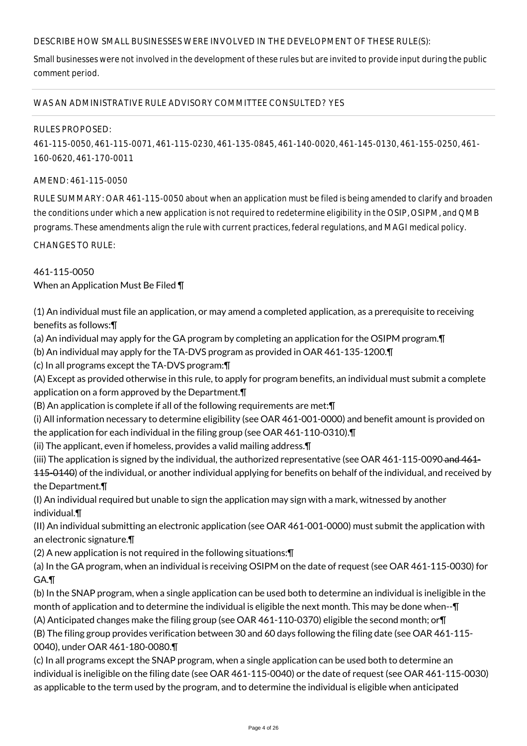DESCRIBE HOW SMALL BUSINESSES WERE INVOLVED IN THE DEVELOPMENT OF THESE RULE(S):

Small businesses were not involved in the development of these rules but are invited to provide input during the public comment period.

WAS AN ADMINISTRATIVE RULE ADVISORY COMMITTEE CONSULTED? YES

RULES PROPOSED:

461-115-0050, 461-115-0071, 461-115-0230, 461-135-0845, 461-140-0020, 461-145-0130, 461-155-0250, 461-160-0620, 461-170-0011

AMEND: 461-115-0050

RULE SUMMARY: OAR 461-115-0050 about when an application must be filed is being amended to clarify and broaden the conditions under which a new application is not required to redetermine eligibility in the OSIP, OSIPM, and QMB programs. These amendments align the rule with current practices, federal regulations, and MAGI medical policy.

CHANGES TO RULE:

461-115-0050
When an Application Must Be Filed ¶

(1) An individual must file an application, or may amend a completed application, as a prerequisite to receiving benefits as follows:¶
(a) An individual may apply for the GA program by completing an application for the OSIPM program.¶
(b) An individual may apply for the TA-DVS program as provided in OAR 461-135-1200.¶
(c) In all programs except the TA-DVS program:¶
(A) Except as provided otherwise in this rule, to apply for program benefits, an individual must submit a complete application on a form approved by the Department.¶
(B) An application is complete if all of the following requirements are met:¶
(i) All information necessary to determine eligibility (see OAR 461-001-0000) and benefit amount is provided on the application for each individual in the filing group (see OAR 461-110-0310).¶
(ii) The applicant, even if homeless, provides a valid mailing address.¶
(iii) The application is signed by the individual, the authorized representative (see OAR 461-115-0090 ~~and 461-115-0140~~) of the individual, or another individual applying for benefits on behalf of the individual, and received by the Department.¶
(I) An individual required but unable to sign the application may sign with a mark, witnessed by another individual.¶
(II) An individual submitting an electronic application (see OAR 461-001-0000) must submit the application with an electronic signature.¶
(2) A new application is not required in the following situations:¶
(a) In the GA program, when an individual is receiving OSIPM on the date of request (see OAR 461-115-0030) for GA.¶
(b) In the SNAP program, when a single application can be used both to determine an individual is ineligible in the month of application and to determine the individual is eligible the next month. This may be done when--¶
(A) Anticipated changes make the filing group (see OAR 461-110-0370) eligible the second month; or¶
(B) The filing group provides verification between 30 and 60 days following the filing date (see OAR 461-115-0040), under OAR 461-180-0080.¶
(c) In all programs except the SNAP program, when a single application can be used both to determine an individual is ineligible on the filing date (see OAR 461-115-0040) or the date of request (see OAR 461-115-0030) as applicable to the term used by the program, and to determine the individual is eligible when anticipated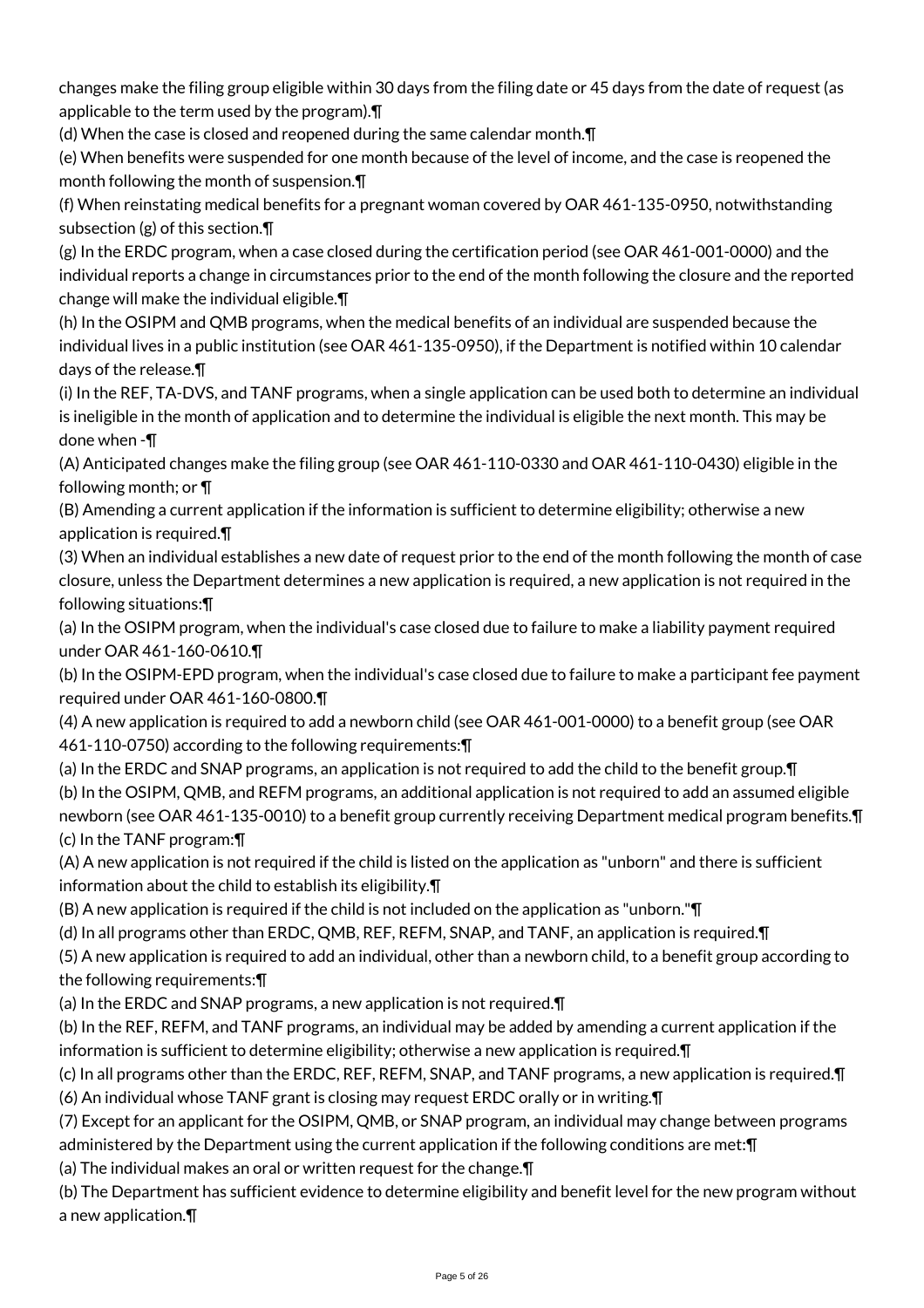changes make the filing group eligible within 30 days from the filing date or 45 days from the date of request (as applicable to the term used by the program).¶

(d) When the case is closed and reopened during the same calendar month.¶

(e) When benefits were suspended for one month because of the level of income, and the case is reopened the month following the month of suspension.¶

(f) When reinstating medical benefits for a pregnant woman covered by OAR 461-135-0950, notwithstanding subsection (g) of this section.¶

(g) In the ERDC program, when a case closed during the certification period (see OAR 461-001-0000) and the individual reports a change in circumstances prior to the end of the month following the closure and the reported change will make the individual eligible.¶

(h) In the OSIPM and QMB programs, when the medical benefits of an individual are suspended because the individual lives in a public institution (see OAR 461-135-0950), if the Department is notified within 10 calendar days of the release.¶

(i) In the REF, TA-DVS, and TANF programs, when a single application can be used both to determine an individual is ineligible in the month of application and to determine the individual is eligible the next month. This may be done when -¶

(A) Anticipated changes make the filing group (see OAR 461-110-0330 and OAR 461-110-0430) eligible in the following month; or ¶

(B) Amending a current application if the information is sufficient to determine eligibility; otherwise a new application is required.¶

(3) When an individual establishes a new date of request prior to the end of the month following the month of case closure, unless the Department determines a new application is required, a new application is not required in the following situations:¶

(a) In the OSIPM program, when the individual's case closed due to failure to make a liability payment required under OAR 461-160-0610.¶

(b) In the OSIPM-EPD program, when the individual's case closed due to failure to make a participant fee payment required under OAR 461-160-0800.¶

(4) A new application is required to add a newborn child (see OAR 461-001-0000) to a benefit group (see OAR 461-110-0750) according to the following requirements:¶

(a) In the ERDC and SNAP programs, an application is not required to add the child to the benefit group.¶

(b) In the OSIPM, QMB, and REFM programs, an additional application is not required to add an assumed eligible newborn (see OAR 461-135-0010) to a benefit group currently receiving Department medical program benefits.¶

(c) In the TANF program:¶

(A) A new application is not required if the child is listed on the application as "unborn" and there is sufficient information about the child to establish its eligibility.¶

(B) A new application is required if the child is not included on the application as "unborn."¶

(d) In all programs other than ERDC, QMB, REF, REFM, SNAP, and TANF, an application is required.¶

(5) A new application is required to add an individual, other than a newborn child, to a benefit group according to the following requirements:¶

(a) In the ERDC and SNAP programs, a new application is not required.¶

(b) In the REF, REFM, and TANF programs, an individual may be added by amending a current application if the information is sufficient to determine eligibility; otherwise a new application is required.¶

(c) In all programs other than the ERDC, REF, REFM, SNAP, and TANF programs, a new application is required.¶

(6) An individual whose TANF grant is closing may request ERDC orally or in writing.¶

(7) Except for an applicant for the OSIPM, QMB, or SNAP program, an individual may change between programs administered by the Department using the current application if the following conditions are met:¶

(a) The individual makes an oral or written request for the change.¶

(b) The Department has sufficient evidence to determine eligibility and benefit level for the new program without a new application.¶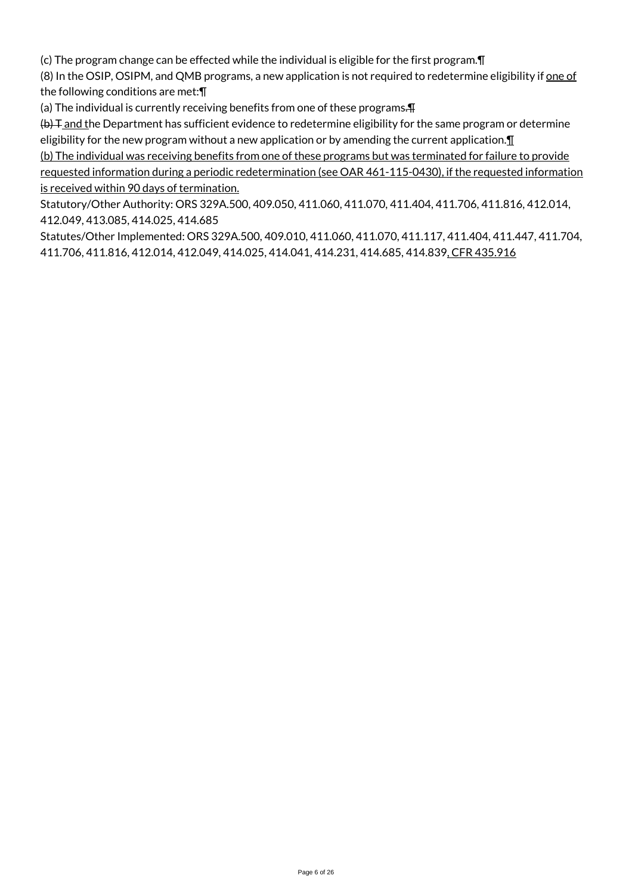(c) The program change can be effected while the individual is eligible for the first program.¶

(8) In the OSIP, OSIPM, and QMB programs, a new application is not required to redetermine eligibility if one of the following conditions are met:¶

(a) The individual is currently receiving benefits from one of these programs.¶

(b) T and the Department has sufficient evidence to redetermine eligibility for the same program or determine eligibility for the new program without a new application or by amending the current application.¶

(b) The individual was receiving benefits from one of these programs but was terminated for failure to provide requested information during a periodic redetermination (see OAR 461-115-0430), if the requested information is received within 90 days of termination.

Statutory/Other Authority: ORS 329A.500, 409.050, 411.060, 411.070, 411.404, 411.706, 411.816, 412.014, 412.049, 413.085, 414.025, 414.685

Statutes/Other Implemented: ORS 329A.500, 409.010, 411.060, 411.070, 411.117, 411.404, 411.447, 411.704, 411.706, 411.816, 412.014, 412.049, 414.025, 414.041, 414.231, 414.685, 414.839, CFR 435.916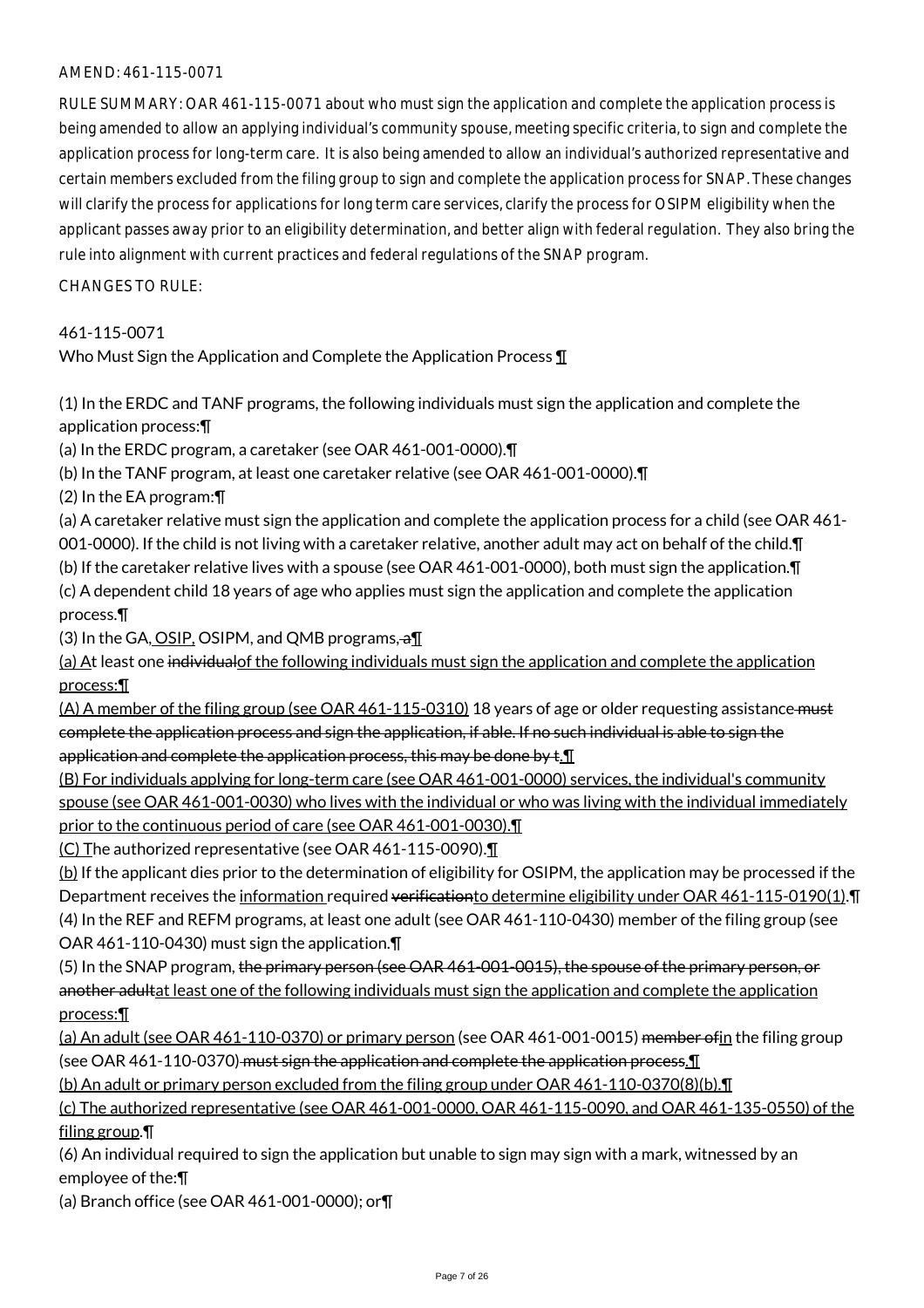AMEND: 461-115-0071

RULE SUMMARY: OAR 461-115-0071 about who must sign the application and complete the application process is being amended to allow an applying individual's community spouse, meeting specific criteria, to sign and complete the application process for long-term care. It is also being amended to allow an individual's authorized representative and certain members excluded from the filing group to sign and complete the application process for SNAP. These changes will clarify the process for applications for long term care services, clarify the process for OSIPM eligibility when the applicant passes away prior to an eligibility determination, and better align with federal regulation. They also bring the rule into alignment with current practices and federal regulations of the SNAP program.

CHANGES TO RULE:

461-115-0071

Who Must Sign the Application and Complete the Application Process ¶

(1) In the ERDC and TANF programs, the following individuals must sign the application and complete the application process:¶

(a) In the ERDC program, a caretaker (see OAR 461-001-0000).¶

(b) In the TANF program, at least one caretaker relative (see OAR 461-001-0000).¶

(2) In the EA program:¶

(a) A caretaker relative must sign the application and complete the application process for a child (see OAR 461-001-0000). If the child is not living with a caretaker relative, another adult may act on behalf of the child.¶

(b) If the caretaker relative lives with a spouse (see OAR 461-001-0000), both must sign the application.¶

(c) A dependent child 18 years of age who applies must sign the application and complete the application process.¶

(3) In the GA, OSIP, OSIPM, and QMB programs, a¶

(a) At least one individualof the following individuals must sign the application and complete the application process:¶

(A) A member of the filing group (see OAR 461-115-0310) 18 years of age or older requesting assistance must complete the application process and sign the application, if able. If no such individual is able to sign the application and complete the application process, this may be done by t.¶

(B) For individuals applying for long-term care (see OAR 461-001-0000) services, the individual's community spouse (see OAR 461-001-0030) who lives with the individual or who was living with the individual immediately prior to the continuous period of care (see OAR 461-001-0030).¶

(C) The authorized representative (see OAR 461-115-0090).¶

(b) If the applicant dies prior to the determination of eligibility for OSIPM, the application may be processed if the Department receives the information required verificationto determine eligibility under OAR 461-115-0190(1).¶

(4) In the REF and REFM programs, at least one adult (see OAR 461-110-0430) member of the filing group (see OAR 461-110-0430) must sign the application.¶

(5) In the SNAP program, the primary person (see OAR 461-001-0015), the spouse of the primary person, or another adultat least one of the following individuals must sign the application and complete the application process:¶

(a) An adult (see OAR 461-110-0370) or primary person (see OAR 461-001-0015) member ofin the filing group (see OAR 461-110-0370) must sign the application and complete the application process.¶

(b) An adult or primary person excluded from the filing group under OAR 461-110-0370(8)(b).¶

(c) The authorized representative (see OAR 461-001-0000, OAR 461-115-0090, and OAR 461-135-0550) of the filing group.¶

(6) An individual required to sign the application but unable to sign may sign with a mark, witnessed by an employee of the:¶

(a) Branch office (see OAR 461-001-0000); or¶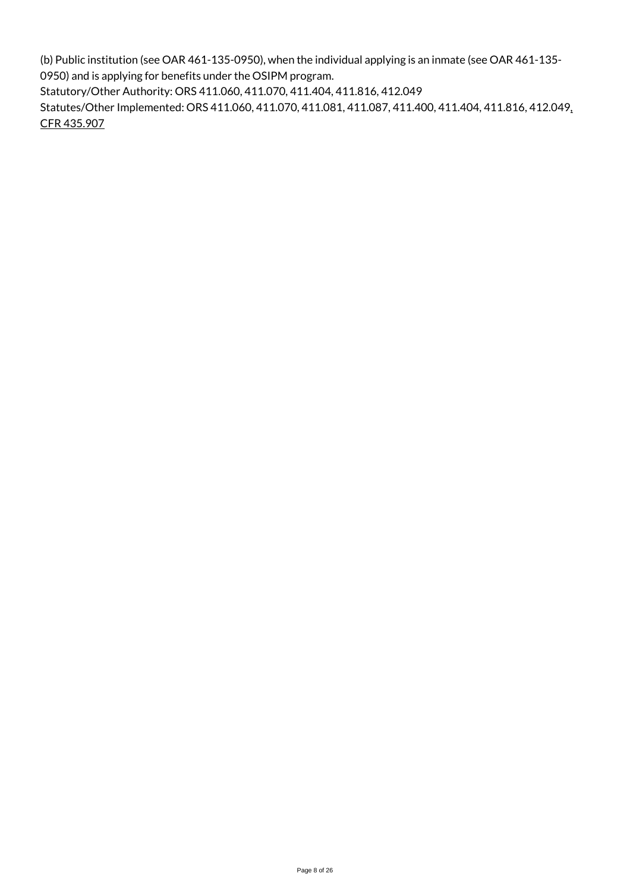(b) Public institution (see OAR 461-135-0950), when the individual applying is an inmate (see OAR 461-135-0950) and is applying for benefits under the OSIPM program.

Statutory/Other Authority: ORS 411.060, 411.070, 411.404, 411.816, 412.049

Statutes/Other Implemented: ORS 411.060, 411.070, 411.081, 411.087, 411.400, 411.404, 411.816, 412.049, CFR 435.907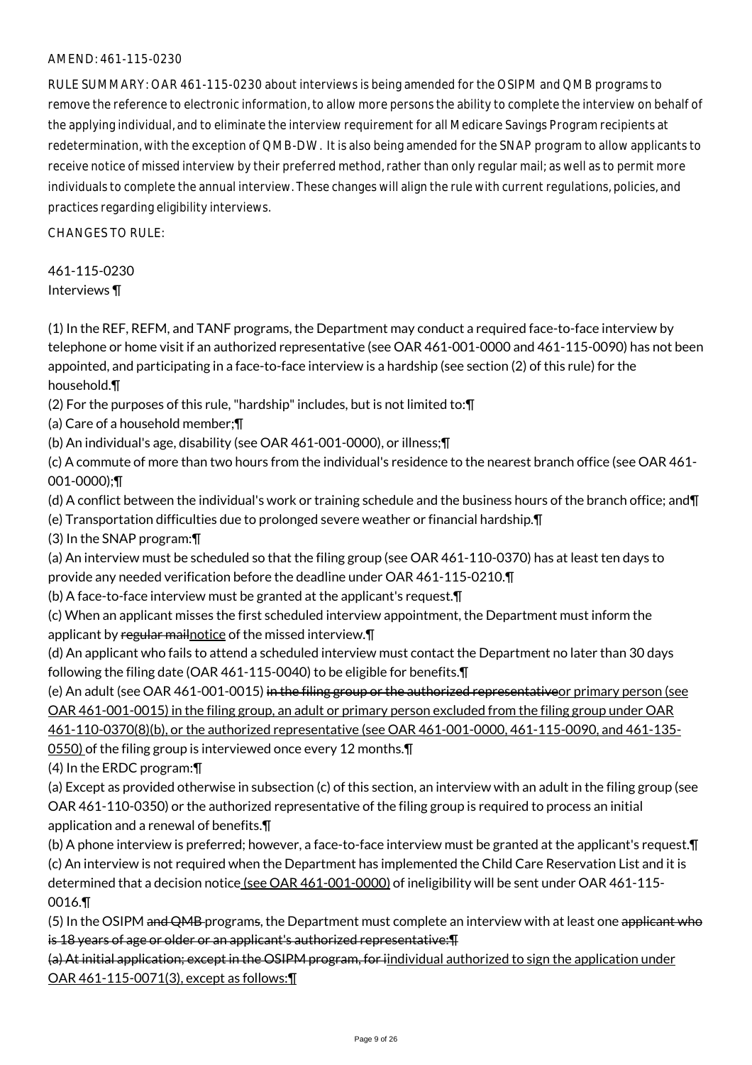AMEND: 461-115-0230

RULE SUMMARY: OAR 461-115-0230 about interviews is being amended for the OSIPM and QMB programs to remove the reference to electronic information, to allow more persons the ability to complete the interview on behalf of the applying individual, and to eliminate the interview requirement for all Medicare Savings Program recipients at redetermination, with the exception of QMB-DW. It is also being amended for the SNAP program to allow applicants to receive notice of missed interview by their preferred method, rather than only regular mail; as well as to permit more individuals to complete the annual interview. These changes will align the rule with current regulations, policies, and practices regarding eligibility interviews.

CHANGES TO RULE:

461-115-0230
Interviews ¶

(1) In the REF, REFM, and TANF programs, the Department may conduct a required face-to-face interview by telephone or home visit if an authorized representative (see OAR 461-001-0000 and 461-115-0090) has not been appointed, and participating in a face-to-face interview is a hardship (see section (2) of this rule) for the household.¶
(2) For the purposes of this rule, "hardship" includes, but is not limited to:¶
(a) Care of a household member;¶
(b) An individual's age, disability (see OAR 461-001-0000), or illness;¶
(c) A commute of more than two hours from the individual's residence to the nearest branch office (see OAR 461-001-0000);¶
(d) A conflict between the individual's work or training schedule and the business hours of the branch office; and¶
(e) Transportation difficulties due to prolonged severe weather or financial hardship.¶
(3) In the SNAP program:¶
(a) An interview must be scheduled so that the filing group (see OAR 461-110-0370) has at least ten days to provide any needed verification before the deadline under OAR 461-115-0210.¶
(b) A face-to-face interview must be granted at the applicant's request.¶
(c) When an applicant misses the first scheduled interview appointment, the Department must inform the applicant by ~~regular mail~~notice of the missed interview.¶
(d) An applicant who fails to attend a scheduled interview must contact the Department no later than 30 days following the filing date (OAR 461-115-0040) to be eligible for benefits.¶
(e) An adult (see OAR 461-001-0015) ~~in the filing group or the authorized representative~~or primary person (see OAR 461-001-0015) in the filing group, an adult or primary person excluded from the filing group under OAR 461-110-0370(8)(b), or the authorized representative (see OAR 461-001-0000, 461-115-0090, and 461-135-0550) of the filing group is interviewed once every 12 months.¶
(4) In the ERDC program:¶
(a) Except as provided otherwise in subsection (c) of this section, an interview with an adult in the filing group (see OAR 461-110-0350) or the authorized representative of the filing group is required to process an initial application and a renewal of benefits.¶
(b) A phone interview is preferred; however, a face-to-face interview must be granted at the applicant's request.¶
(c) An interview is not required when the Department has implemented the Child Care Reservation List and it is determined that a decision notice (see OAR 461-001-0000) of ineligibility will be sent under OAR 461-115-0016.¶
(5) In the OSIPM ~~and QMB~~ program~~s~~, the Department must complete an interview with at least one ~~applicant who is 18 years of age or older or an applicant's authorized representative:¶~~
~~(a) At initial application; except in the OSIPM program, for i~~individual authorized to sign the application under OAR 461-115-0071(3), except as follows:¶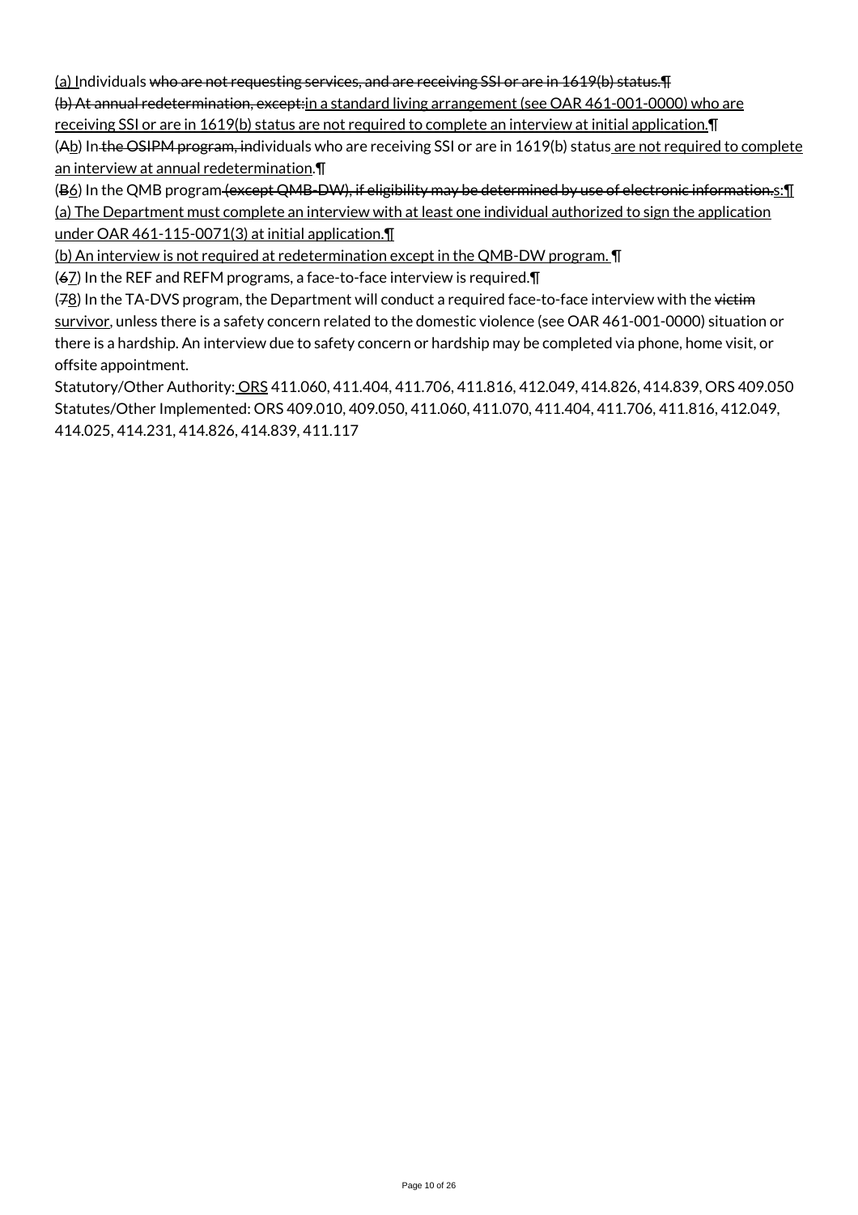(a) Individuals ~~who are not requesting services, and are receiving SSI or are in 1619(b) status.¶~~
~~(b) At annual redetermination, except:~~in a standard living arrangement (see OAR 461-001-0000) who are receiving SSI or are in 1619(b) status are not required to complete an interview at initial application.¶
(~~A~~b) In ~~the OSIPM program, in~~dividuals who are receiving SSI or are in 1619(b) status are not required to complete an interview at annual redetermination.¶
(~~B~~6) In the QMB program ~~(except QMB-DW), if eligibility may be determined by use of electronic information.~~s:¶
(a) The Department must complete an interview with at least one individual authorized to sign the application under OAR 461-115-0071(3) at initial application.¶
(b) An interview is not required at redetermination except in the QMB-DW program. ¶
(~~6~~7) In the REF and REFM programs, a face-to-face interview is required.¶
(~~7~~8) In the TA-DVS program, the Department will conduct a required face-to-face interview with the ~~victim~~ survivor, unless there is a safety concern related to the domestic violence (see OAR 461-001-0000) situation or there is a hardship. An interview due to safety concern or hardship may be completed via phone, home visit, or offsite appointment.
Statutory/Other Authority: ORS 411.060, 411.404, 411.706, 411.816, 412.049, 414.826, 414.839, ORS 409.050
Statutes/Other Implemented: ORS 409.010, 409.050, 411.060, 411.070, 411.404, 411.706, 411.816, 412.049, 414.025, 414.231, 414.826, 414.839, 411.117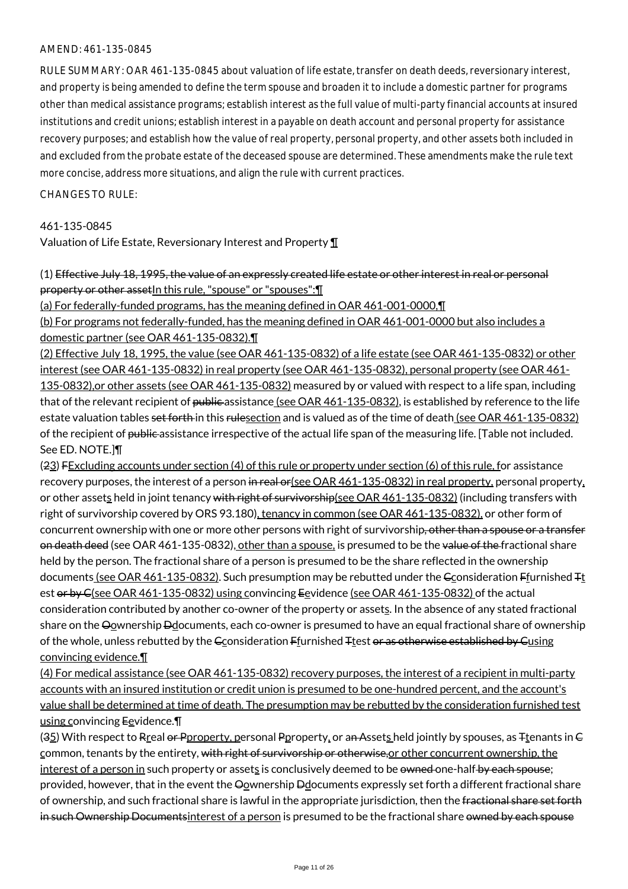AMEND: 461-135-0845

RULE SUMMARY: OAR 461-135-0845 about valuation of life estate, transfer on death deeds, reversionary interest, and property is being amended to define the term spouse and broaden it to include a domestic partner for programs other than medical assistance programs; establish interest as the full value of multi-party financial accounts at insured institutions and credit unions; establish interest in a payable on death account and personal property for assistance recovery purposes; and establish how the value of real property, personal property, and other assets both included in and excluded from the probate estate of the deceased spouse are determined. These amendments make the rule text more concise, address more situations, and align the rule with current practices.

CHANGES TO RULE:

461-135-0845

Valuation of Life Estate, Reversionary Interest and Property ¶

(1) ~~Effective July 18, 1995, the value of an expressly created life estate or other interest in real or personal property or other asset~~In this rule, "spouse" or "spouses":¶

(a) For federally-funded programs, has the meaning defined in OAR 461-001-0000.¶

(b) For programs not federally-funded, has the meaning defined in OAR 461-001-0000 but also includes a domestic partner (see OAR 461-135-0832).¶

(2) Effective July 18, 1995, the value (see OAR 461-135-0832) of a life estate (see OAR 461-135-0832) or other interest (see OAR 461-135-0832) in real property (see OAR 461-135-0832), personal property (see OAR 461-135-0832),or other assets (see OAR 461-135-0832) measured by or valued with respect to a life span, including that of the relevant recipient of ~~public~~ assistance (see OAR 461-135-0832), is established by reference to the life estate valuation tables ~~set forth~~ in this ~~rule~~section and is valued as of the time of death (see OAR 461-135-0832) of the recipient of ~~public~~ assistance irrespective of the actual life span of the measuring life. [Table not included. See ED. NOTE.]¶

(~~2~~3) ~~F~~Excluding accounts under section (4) of this rule or property under section (6) of this rule, for assistance recovery purposes, the interest of a person ~~in real or~~(see OAR 461-135-0832) in real property, personal property, or other assets held in joint tenancy ~~with right of survivorship~~(see OAR 461-135-0832) (including transfers with right of survivorship covered by ORS 93.180), tenancy in common (see OAR 461-135-0832), or other form of concurrent ownership with one or more other persons with right of survivorship~~, other than a spouse or a transfer on death deed~~ (see OAR 461-135-0832), other than a spouse, is presumed to be the ~~value of the~~ fractional share held by the person. The fractional share of a person is presumed to be the share reflected in the ownership documents (see OAR 461-135-0832). Such presumption may be rebutted under the ~~C~~consideration ~~F~~furnished ~~T~~test ~~or by C~~(see OAR 461-135-0832) using convincing ~~E~~evidence (see OAR 461-135-0832) of the actual consideration contributed by another co-owner of the property or assets. In the absence of any stated fractional share on the ~~O~~ownership ~~D~~documents, each co-owner is presumed to have an equal fractional share of ownership of the whole, unless rebutted by the ~~C~~consideration ~~F~~furnished ~~T~~test ~~or as otherwise established by C~~using convincing evidence.¶

(4) For medical assistance (see OAR 461-135-0832) recovery purposes, the interest of a recipient in multi-party accounts with an insured institution or credit union is presumed to be one-hundred percent, and the account's value shall be determined at time of death. The presumption may be rebutted by the consideration furnished test using convincing ~~E~~evidence.¶

(~~3~~5) With respect to ~~R~~real ~~or P~~property, personal ~~P~~property, or ~~an~~ Assets held jointly by spouses, as ~~T~~tenants in ~~C~~common, tenants by the entirety, ~~with right of survivorship or otherwise,~~or other concurrent ownership, the interest of a person in such property or assets is conclusively deemed to be ~~owned~~ one-half ~~by each spouse~~; provided, however, that in the event the ~~O~~ownership ~~D~~documents expressly set forth a different fractional share of ownership, and such fractional share is lawful in the appropriate jurisdiction, then the ~~fractional share set forth in such Ownership Documents~~interest of a person is presumed to be the fractional share ~~owned by each spouse~~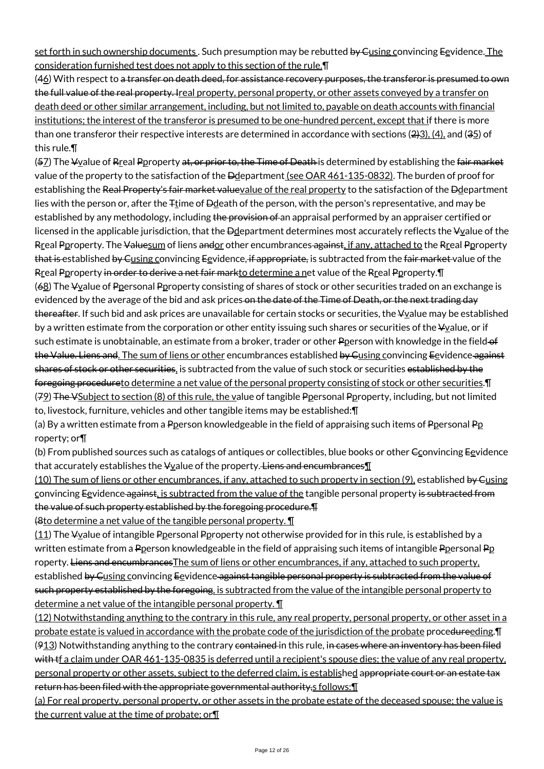set forth in such ownership documents . Such presumption may be rebutted by Cusing convincing Eevidence. The consideration furnished test does not apply to this section of the rule.¶

(46) With respect to a transfer on death deed, for assistance recovery purposes, the transferor is presumed to own the full value of the real property. Ireal property, personal property, or other assets conveyed by a transfer on death deed or other similar arrangement, including, but not limited to, payable on death accounts with financial institutions; the interest of the transferor is presumed to be one-hundred percent, except that if there is more than one transferor their respective interests are determined in accordance with sections (23), (4), and (35) of this rule.¶

(57) The Vvalue of Rreal Pproperty at, or prior to, the Time of Death is determined by establishing the fair market value of the property to the satisfaction of the Ddepartment (see OAR 461-135-0832). The burden of proof for establishing the Real Property's fair market valuevalue of the real property to the satisfaction of the Ddepartment lies with the person or, after the Ttime of Ddeath of the person, with the person's representative, and may be established by any methodology, including the provision of an appraisal performed by an appraiser certified or licensed in the applicable jurisdiction, that the Ddepartment determines most accurately reflects the Vvalue of the Rreal Pproperty. The Valuesum of liens andor other encumbrances against, if any, attached to the Rreal Pproperty that is established by Cusing convincing Eevidence, if appropriate, is subtracted from the fair market value of the Rreal Pproperty in order to derive a net fair markto determine a net value of the Rreal Pproperty.¶

(68) The Vvalue of Ppersonal Pproperty consisting of shares of stock or other securities traded on an exchange is evidenced by the average of the bid and ask prices on the date of the Time of Death, or the next trading day thereafter. If such bid and ask prices are unavailable for certain stocks or securities, the Vvalue may be established by a written estimate from the corporation or other entity issuing such shares or securities of the Vvalue, or if such estimate is unobtainable, an estimate from a broker, trader or other Pperson with knowledge in the field of the Value. Liens and. The sum of liens or other encumbrances established by Cusing convincing Eevidence against shares of stock or other securities, is subtracted from the value of such stock or securities established by the foregoing procedureto determine a net value of the personal property consisting of stock or other securities.¶

(79) The VSubject to section (8) of this rule, the value of tangible Ppersonal Pproperty, including, but not limited to, livestock, furniture, vehicles and other tangible items may be established:¶

(a) By a written estimate from a Pperson knowledgeable in the field of appraising such items of Ppersonal Pproperty; or¶

(b) From published sources such as catalogs of antiques or collectibles, blue books or other Cconvincing Eevidence that accurately establishes the Vvalue of the property. Liens and encumbrances¶

(10) The sum of liens or other encumbrances, if any, attached to such property in section (9), established by Cusing convincing Eevidence against, is subtracted from the value of the tangible personal property is subtracted from the value of such property established by the foregoing procedure.¶

(8to determine a net value of the tangible personal property. ¶

(11) The Vvalue of intangible Ppersonal Pproperty not otherwise provided for in this rule, is established by a written estimate from a Pperson knowledgeable in the field of appraising such items of intangible Ppersonal Pproperty. Liens and encumbrancesThe sum of liens or other encumbrances, if any, attached to such property, established by Cusing convincing Eevidence against tangible personal property is subtracted from the value of such property established by the foregoing, is subtracted from the value of the intangible personal property to determine a net value of the intangible personal property. ¶

(12) Notwithstanding anything to the contrary in this rule, any real property, personal property, or other asset in a probate estate is valued in accordance with the probate code of the jurisdiction of the probate procedureeding.¶

(913) Notwithstanding anything to the contrary contained in this rule, in cases where an inventory has been filed with tf a claim under OAR 461-135-0835 is deferred until a recipient's spouse dies; the value of any real property, personal property or other assets, subject to the deferred claim, is established appropriate court or an estate tax return has been filed with the appropriate governmental authority,s follows:¶

(a) For real property, personal property, or other assets in the probate estate of the deceased spouse; the value is the current value at the time of probate; or¶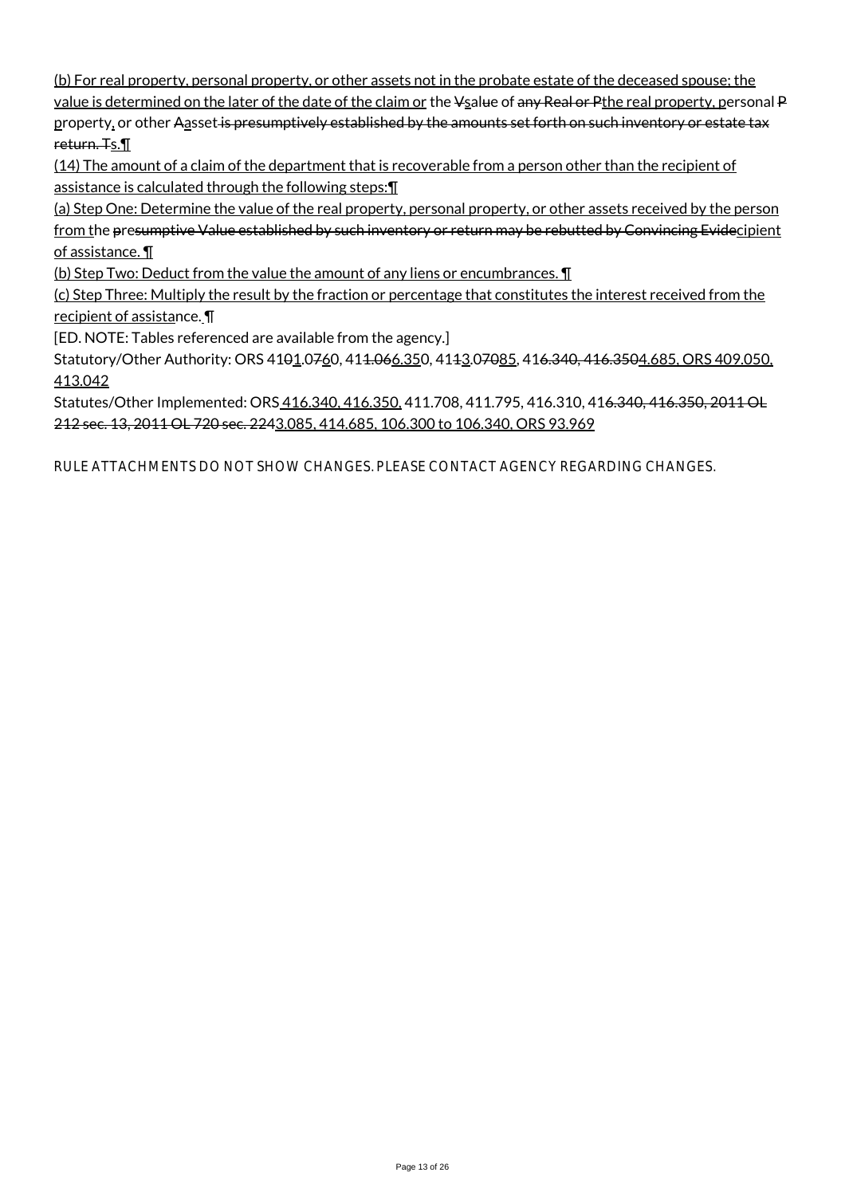(b) For real property, personal property, or other assets not in the probate estate of the deceased spouse; the value is determined on the later of the date of the claim or the Vsalue of any Real or Pthe real property, personal Pproperty, or other Aasset is presumptively established by the amounts set forth on such inventory or estate tax return. Ts.¶

(14) The amount of a claim of the department that is recoverable from a person other than the recipient of assistance is calculated through the following steps:¶

(a) Step One: Determine the value of the real property, personal property, or other assets received by the person from the presumptive Value established by such inventory or return may be rebutted by Convincing Evidecipient of assistance. ¶

(b) Step Two: Deduct from the value the amount of any liens or encumbrances. ¶

(c) Step Three: Multiply the result by the fraction or percentage that constitutes the interest received from the recipient of assistance. ¶

[ED. NOTE: Tables referenced are available from the agency.]

Statutory/Other Authority: ORS 4101.0760, 411.0666.350, 4113.07085, 416.340, 416.3504.685, ORS 409.050, 413.042

Statutes/Other Implemented: ORS 416.340, 416.350, 411.708, 411.795, 416.310, 416.340, 416.350, 2011 OL 212 sec. 13, 2011 OL 720 sec. 2243.085, 414.685, 106.300 to 106.340, ORS 93.969

RULE ATTACHMENTS DO NOT SHOW CHANGES. PLEASE CONTACT AGENCY REGARDING CHANGES.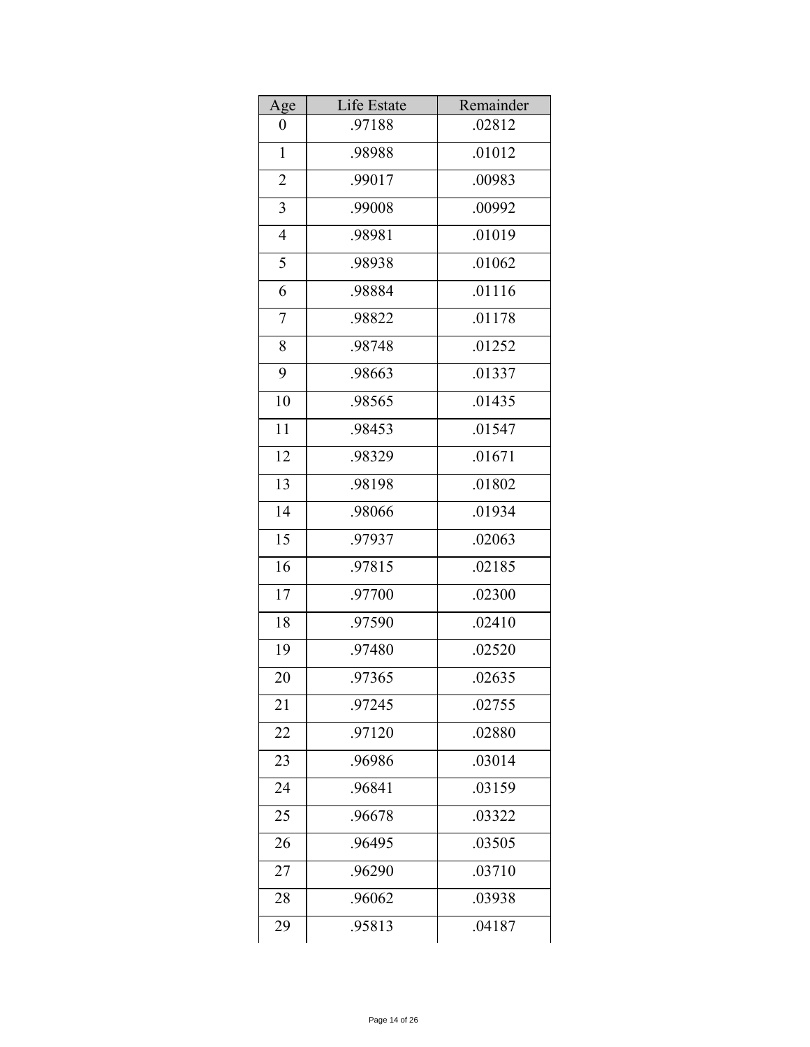| Age | Life Estate | Remainder |
|---|---|---|
| 0 | .97188 | .02812 |
| 1 | .98988 | .01012 |
| 2 | .99017 | .00983 |
| 3 | .99008 | .00992 |
| 4 | .98981 | .01019 |
| 5 | .98938 | .01062 |
| 6 | .98884 | .01116 |
| 7 | .98822 | .01178 |
| 8 | .98748 | .01252 |
| 9 | .98663 | .01337 |
| 10 | .98565 | .01435 |
| 11 | .98453 | .01547 |
| 12 | .98329 | .01671 |
| 13 | .98198 | .01802 |
| 14 | .98066 | .01934 |
| 15 | .97937 | .02063 |
| 16 | .97815 | .02185 |
| 17 | .97700 | .02300 |
| 18 | .97590 | .02410 |
| 19 | .97480 | .02520 |
| 20 | .97365 | .02635 |
| 21 | .97245 | .02755 |
| 22 | .97120 | .02880 |
| 23 | .96986 | .03014 |
| 24 | .96841 | .03159 |
| 25 | .96678 | .03322 |
| 26 | .96495 | .03505 |
| 27 | .96290 | .03710 |
| 28 | .96062 | .03938 |
| 29 | .95813 | .04187 |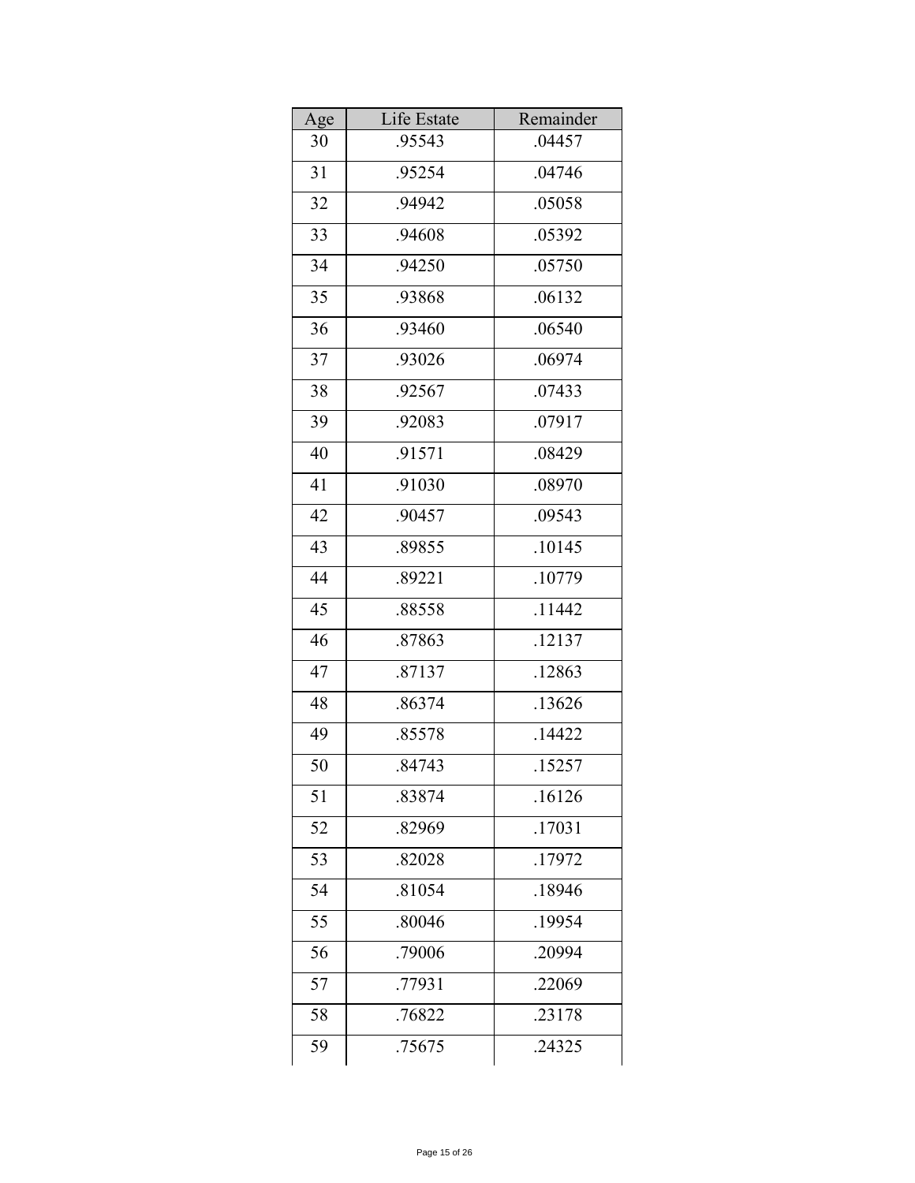| Age | Life Estate | Remainder |
|---|---|---|
| 30 | .95543 | .04457 |
| 31 | .95254 | .04746 |
| 32 | .94942 | .05058 |
| 33 | .94608 | .05392 |
| 34 | .94250 | .05750 |
| 35 | .93868 | .06132 |
| 36 | .93460 | .06540 |
| 37 | .93026 | .06974 |
| 38 | .92567 | .07433 |
| 39 | .92083 | .07917 |
| 40 | .91571 | .08429 |
| 41 | .91030 | .08970 |
| 42 | .90457 | .09543 |
| 43 | .89855 | .10145 |
| 44 | .89221 | .10779 |
| 45 | .88558 | .11442 |
| 46 | .87863 | .12137 |
| 47 | .87137 | .12863 |
| 48 | .86374 | .13626 |
| 49 | .85578 | .14422 |
| 50 | .84743 | .15257 |
| 51 | .83874 | .16126 |
| 52 | .82969 | .17031 |
| 53 | .82028 | .17972 |
| 54 | .81054 | .18946 |
| 55 | .80046 | .19954 |
| 56 | .79006 | .20994 |
| 57 | .77931 | .22069 |
| 58 | .76822 | .23178 |
| 59 | .75675 | .24325 |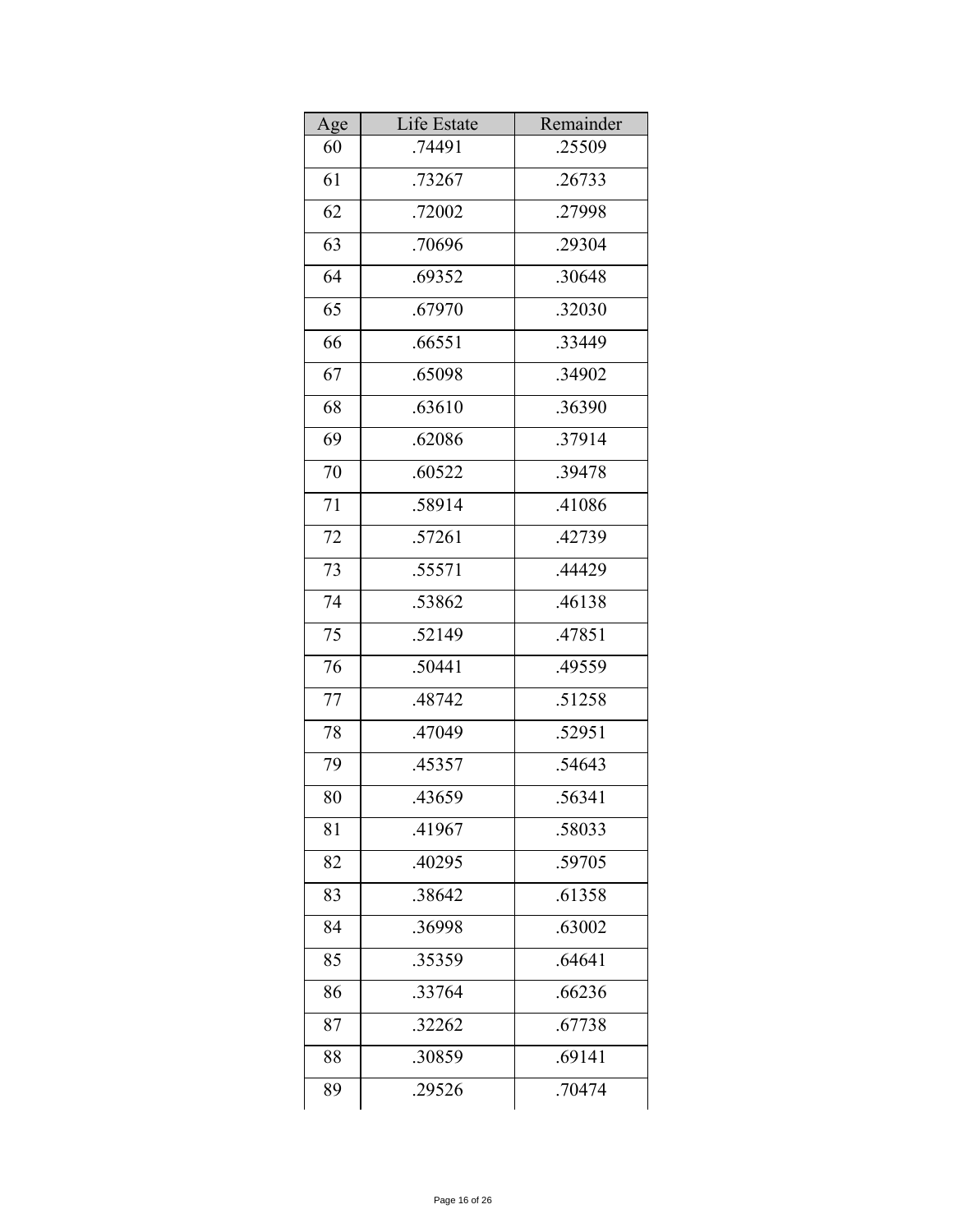| Age | Life Estate | Remainder |
| --- | --- | --- |
| 60 | .74491 | .25509 |
| 61 | .73267 | .26733 |
| 62 | .72002 | .27998 |
| 63 | .70696 | .29304 |
| 64 | .69352 | .30648 |
| 65 | .67970 | .32030 |
| 66 | .66551 | .33449 |
| 67 | .65098 | .34902 |
| 68 | .63610 | .36390 |
| 69 | .62086 | .37914 |
| 70 | .60522 | .39478 |
| 71 | .58914 | .41086 |
| 72 | .57261 | .42739 |
| 73 | .55571 | .44429 |
| 74 | .53862 | .46138 |
| 75 | .52149 | .47851 |
| 76 | .50441 | .49559 |
| 77 | .48742 | .51258 |
| 78 | .47049 | .52951 |
| 79 | .45357 | .54643 |
| 80 | .43659 | .56341 |
| 81 | .41967 | .58033 |
| 82 | .40295 | .59705 |
| 83 | .38642 | .61358 |
| 84 | .36998 | .63002 |
| 85 | .35359 | .64641 |
| 86 | .33764 | .66236 |
| 87 | .32262 | .67738 |
| 88 | .30859 | .69141 |
| 89 | .29526 | .70474 |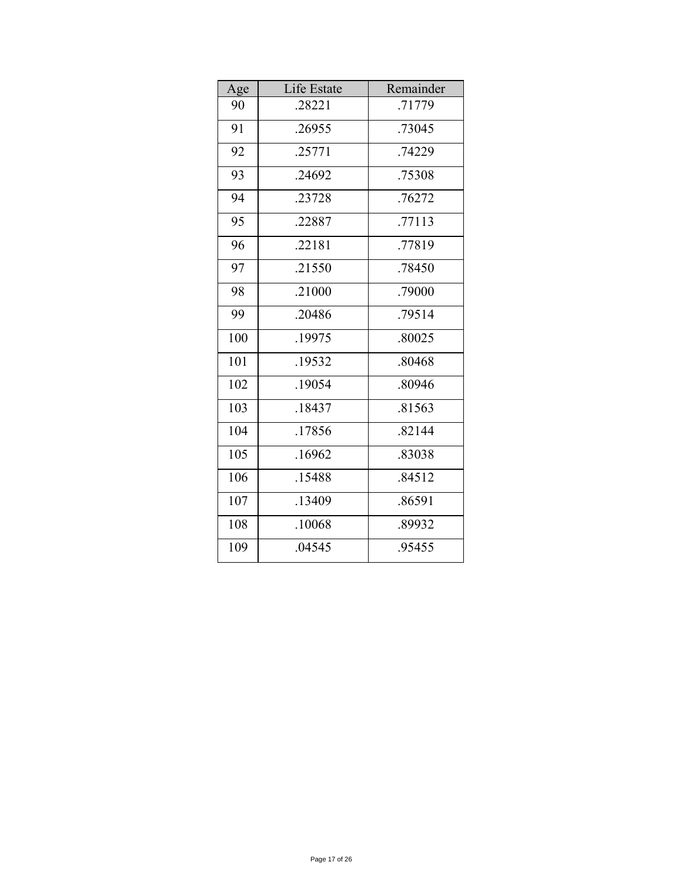| Age | Life Estate | Remainder |
|---|---|---|
| 90 | .28221 | .71779 |
| 91 | .26955 | .73045 |
| 92 | .25771 | .74229 |
| 93 | .24692 | .75308 |
| 94 | .23728 | .76272 |
| 95 | .22887 | .77113 |
| 96 | .22181 | .77819 |
| 97 | .21550 | .78450 |
| 98 | .21000 | .79000 |
| 99 | .20486 | .79514 |
| 100 | .19975 | .80025 |
| 101 | .19532 | .80468 |
| 102 | .19054 | .80946 |
| 103 | .18437 | .81563 |
| 104 | .17856 | .82144 |
| 105 | .16962 | .83038 |
| 106 | .15488 | .84512 |
| 107 | .13409 | .86591 |
| 108 | .10068 | .89932 |
| 109 | .04545 | .95455 |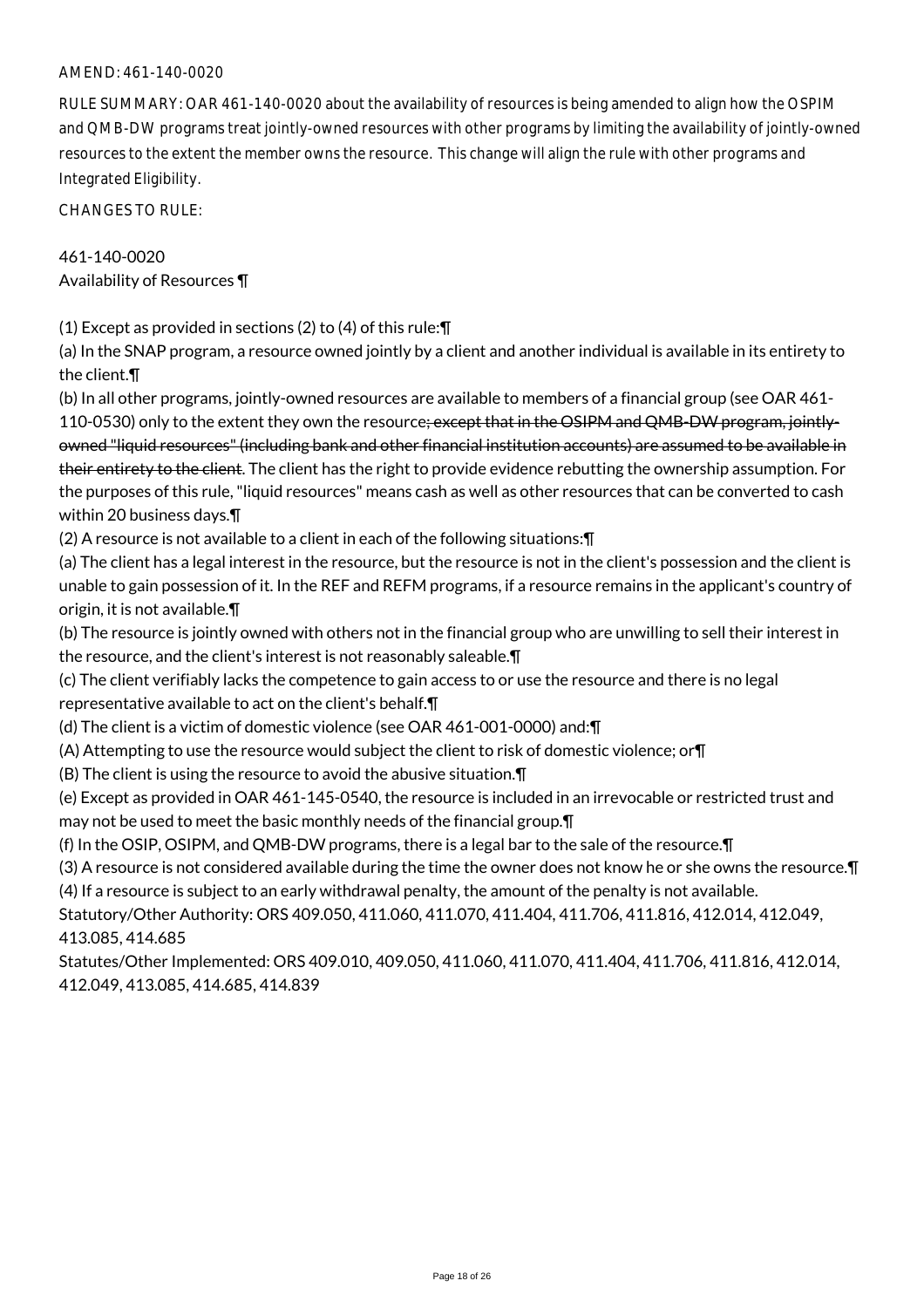AMEND: 461-140-0020

RULE SUMMARY: OAR 461-140-0020 about the availability of resources is being amended to align how the OSPIM and QMB-DW programs treat jointly-owned resources with other programs by limiting the availability of jointly-owned resources to the extent the member owns the resource. This change will align the rule with other programs and Integrated Eligibility.

CHANGES TO RULE:

461-140-0020
Availability of Resources ¶

(1) Except as provided in sections (2) to (4) of this rule:¶
(a) In the SNAP program, a resource owned jointly by a client and another individual is available in its entirety to the client.¶
(b) In all other programs, jointly-owned resources are available to members of a financial group (see OAR 461-110-0530) only to the extent they own the resource~~; except that in the OSIPM and QMB-DW program, jointly-owned "liquid resources" (including bank and other financial institution accounts) are assumed to be available in their entirety to the client~~. The client has the right to provide evidence rebutting the ownership assumption. For the purposes of this rule, "liquid resources" means cash as well as other resources that can be converted to cash within 20 business days.¶
(2) A resource is not available to a client in each of the following situations:¶
(a) The client has a legal interest in the resource, but the resource is not in the client's possession and the client is unable to gain possession of it. In the REF and REFM programs, if a resource remains in the applicant's country of origin, it is not available.¶
(b) The resource is jointly owned with others not in the financial group who are unwilling to sell their interest in the resource, and the client's interest is not reasonably saleable.¶
(c) The client verifiably lacks the competence to gain access to or use the resource and there is no legal representative available to act on the client's behalf.¶
(d) The client is a victim of domestic violence (see OAR 461-001-0000) and:¶
(A) Attempting to use the resource would subject the client to risk of domestic violence; or¶
(B) The client is using the resource to avoid the abusive situation.¶
(e) Except as provided in OAR 461-145-0540, the resource is included in an irrevocable or restricted trust and may not be used to meet the basic monthly needs of the financial group.¶
(f) In the OSIP, OSIPM, and QMB-DW programs, there is a legal bar to the sale of the resource.¶
(3) A resource is not considered available during the time the owner does not know he or she owns the resource.¶
(4) If a resource is subject to an early withdrawal penalty, the amount of the penalty is not available.
Statutory/Other Authority: ORS 409.050, 411.060, 411.070, 411.404, 411.706, 411.816, 412.014, 412.049, 413.085, 414.685
Statutes/Other Implemented: ORS 409.010, 409.050, 411.060, 411.070, 411.404, 411.706, 411.816, 412.014, 412.049, 413.085, 414.685, 414.839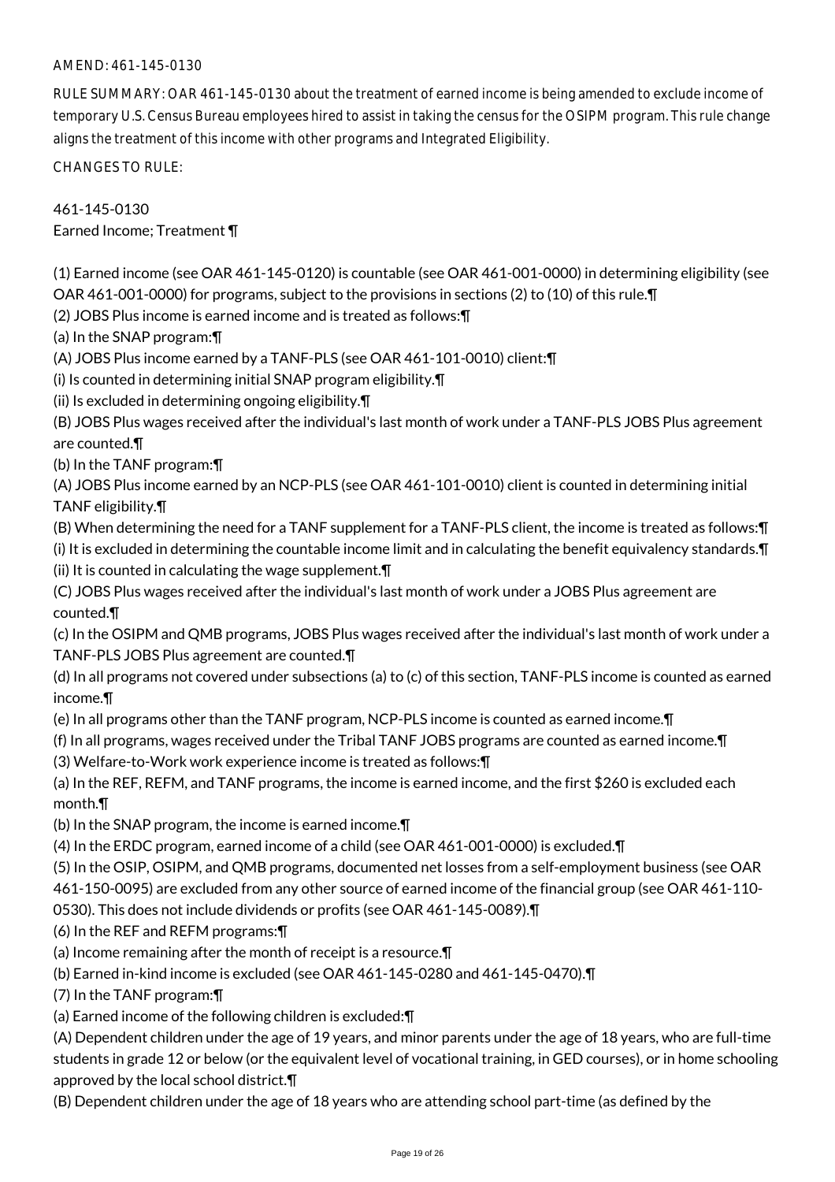AMEND: 461-145-0130

RULE SUMMARY: OAR 461-145-0130 about the treatment of earned income is being amended to exclude income of temporary U.S. Census Bureau employees hired to assist in taking the census for the OSIPM program. This rule change aligns the treatment of this income with other programs and Integrated Eligibility.

CHANGES TO RULE:

461-145-0130
Earned Income; Treatment ¶

(1) Earned income (see OAR 461-145-0120) is countable (see OAR 461-001-0000) in determining eligibility (see OAR 461-001-0000) for programs, subject to the provisions in sections (2) to (10) of this rule.¶
(2) JOBS Plus income is earned income and is treated as follows:¶
(a) In the SNAP program:¶
(A) JOBS Plus income earned by a TANF-PLS (see OAR 461-101-0010) client:¶
(i) Is counted in determining initial SNAP program eligibility.¶
(ii) Is excluded in determining ongoing eligibility.¶
(B) JOBS Plus wages received after the individual's last month of work under a TANF-PLS JOBS Plus agreement are counted.¶
(b) In the TANF program:¶
(A) JOBS Plus income earned by an NCP-PLS (see OAR 461-101-0010) client is counted in determining initial TANF eligibility.¶
(B) When determining the need for a TANF supplement for a TANF-PLS client, the income is treated as follows:¶
(i) It is excluded in determining the countable income limit and in calculating the benefit equivalency standards.¶
(ii) It is counted in calculating the wage supplement.¶
(C) JOBS Plus wages received after the individual's last month of work under a JOBS Plus agreement are counted.¶
(c) In the OSIPM and QMB programs, JOBS Plus wages received after the individual's last month of work under a TANF-PLS JOBS Plus agreement are counted.¶
(d) In all programs not covered under subsections (a) to (c) of this section, TANF-PLS income is counted as earned income.¶
(e) In all programs other than the TANF program, NCP-PLS income is counted as earned income.¶
(f) In all programs, wages received under the Tribal TANF JOBS programs are counted as earned income.¶
(3) Welfare-to-Work work experience income is treated as follows:¶
(a) In the REF, REFM, and TANF programs, the income is earned income, and the first $260 is excluded each month.¶
(b) In the SNAP program, the income is earned income.¶
(4) In the ERDC program, earned income of a child (see OAR 461-001-0000) is excluded.¶
(5) In the OSIP, OSIPM, and QMB programs, documented net losses from a self-employment business (see OAR 461-150-0095) are excluded from any other source of earned income of the financial group (see OAR 461-110-0530). This does not include dividends or profits (see OAR 461-145-0089).¶
(6) In the REF and REFM programs:¶
(a) Income remaining after the month of receipt is a resource.¶
(b) Earned in-kind income is excluded (see OAR 461-145-0280 and 461-145-0470).¶
(7) In the TANF program:¶
(a) Earned income of the following children is excluded:¶
(A) Dependent children under the age of 19 years, and minor parents under the age of 18 years, who are full-time students in grade 12 or below (or the equivalent level of vocational training, in GED courses), or in home schooling approved by the local school district.¶
(B) Dependent children under the age of 18 years who are attending school part-time (as defined by the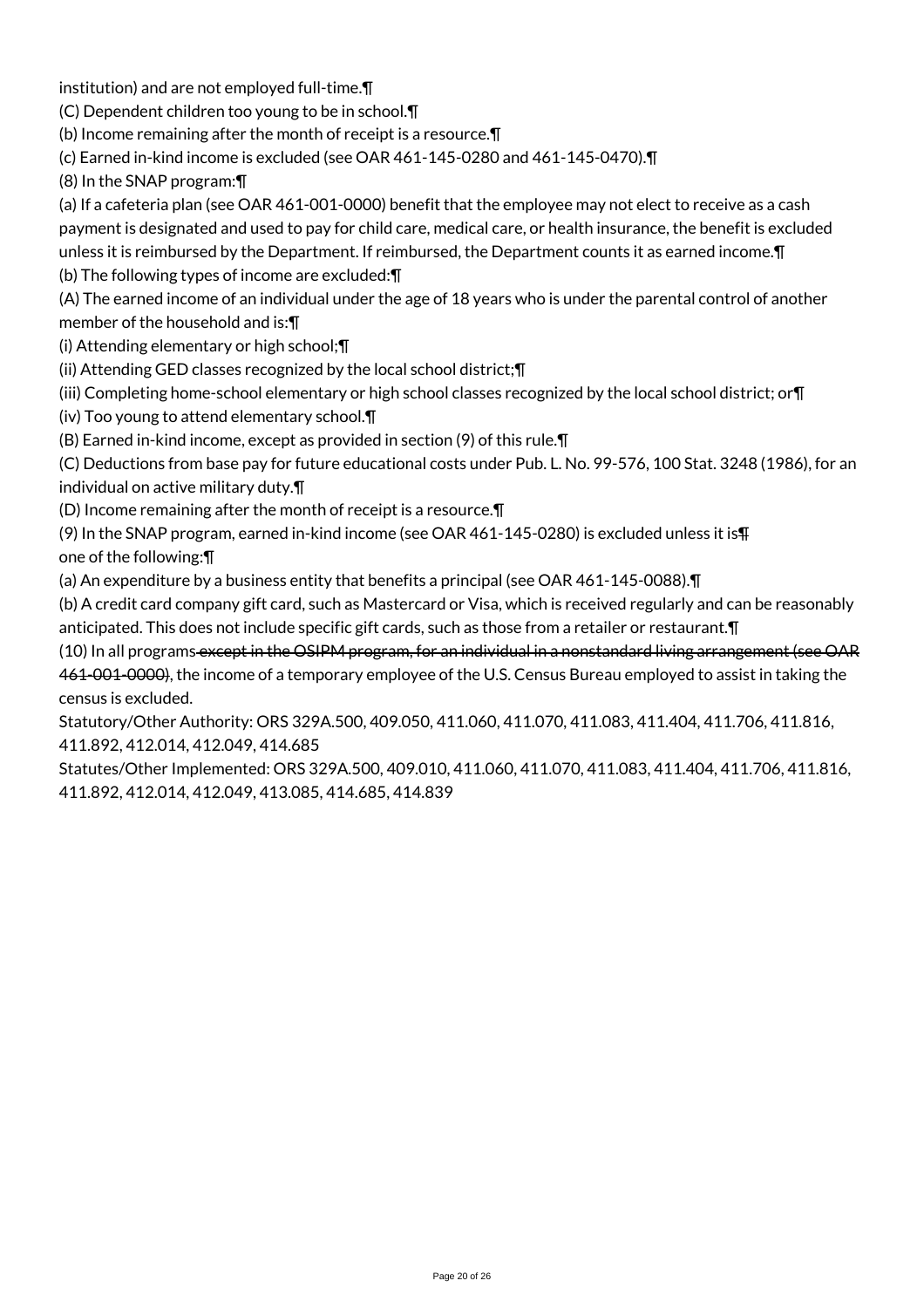institution) and are not employed full-time.¶

(C) Dependent children too young to be in school.¶

(b) Income remaining after the month of receipt is a resource.¶

(c) Earned in-kind income is excluded (see OAR 461-145-0280 and 461-145-0470).¶

(8) In the SNAP program:¶

(a) If a cafeteria plan (see OAR 461-001-0000) benefit that the employee may not elect to receive as a cash payment is designated and used to pay for child care, medical care, or health insurance, the benefit is excluded unless it is reimbursed by the Department. If reimbursed, the Department counts it as earned income.¶

(b) The following types of income are excluded:¶

(A) The earned income of an individual under the age of 18 years who is under the parental control of another member of the household and is:¶

(i) Attending elementary or high school;¶

(ii) Attending GED classes recognized by the local school district;¶

(iii) Completing home-school elementary or high school classes recognized by the local school district; or¶

(iv) Too young to attend elementary school.¶

(B) Earned in-kind income, except as provided in section (9) of this rule.¶

(C) Deductions from base pay for future educational costs under Pub. L. No. 99-576, 100 Stat. 3248 (1986), for an individual on active military duty.¶

(D) Income remaining after the month of receipt is a resource.¶

(9) In the SNAP program, earned in-kind income (see OAR 461-145-0280) is excluded unless it is~~¶~~ one of the following:¶

(a) An expenditure by a business entity that benefits a principal (see OAR 461-145-0088).¶

(b) A credit card company gift card, such as Mastercard or Visa, which is received regularly and can be reasonably anticipated. This does not include specific gift cards, such as those from a retailer or restaurant.¶

(10) In all programs~~ except in the OSIPM program, for an individual in a nonstandard living arrangement (see OAR 461-001-0000)~~, the income of a temporary employee of the U.S. Census Bureau employed to assist in taking the census is excluded.

Statutory/Other Authority: ORS 329A.500, 409.050, 411.060, 411.070, 411.083, 411.404, 411.706, 411.816, 411.892, 412.014, 412.049, 414.685

Statutes/Other Implemented: ORS 329A.500, 409.010, 411.060, 411.070, 411.083, 411.404, 411.706, 411.816, 411.892, 412.014, 412.049, 413.085, 414.685, 414.839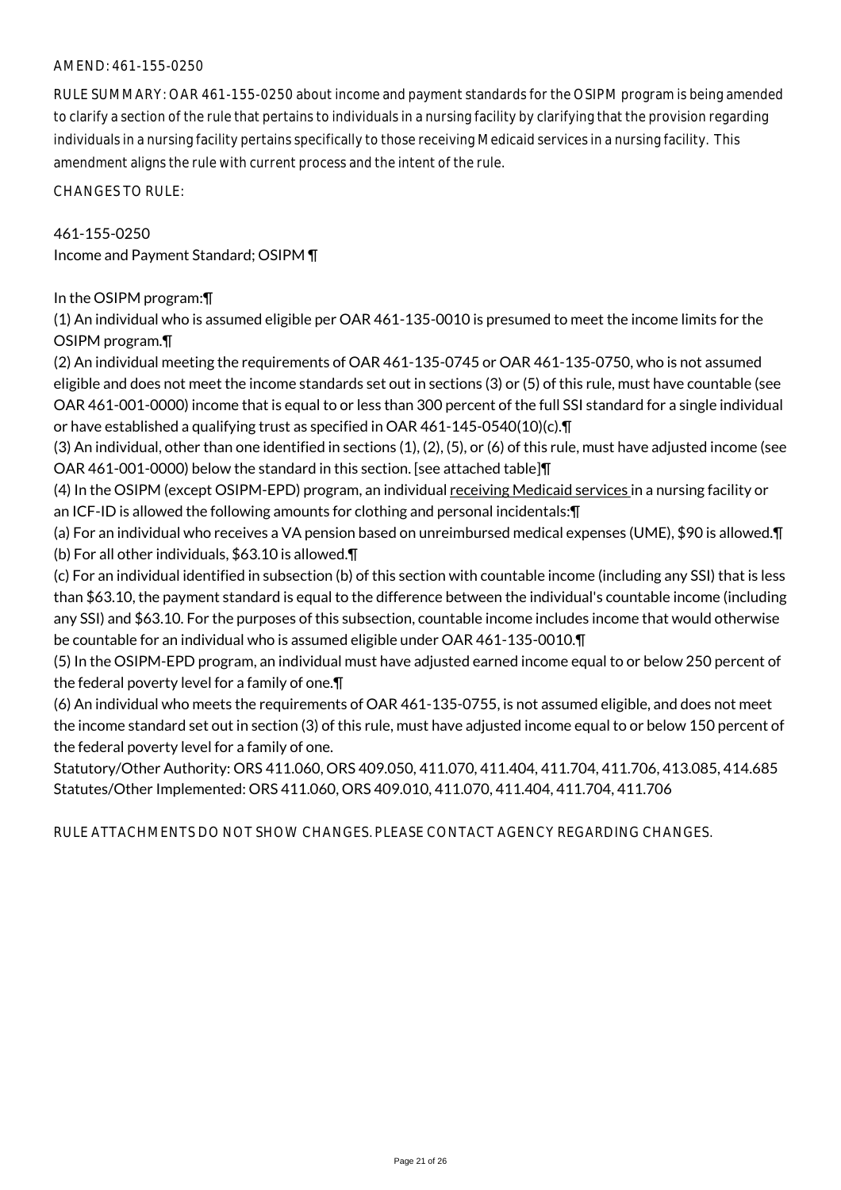AMEND: 461-155-0250

RULE SUMMARY: OAR 461-155-0250 about income and payment standards for the OSIPM program is being amended to clarify a section of the rule that pertains to individuals in a nursing facility by clarifying that the provision regarding individuals in a nursing facility pertains specifically to those receiving Medicaid services in a nursing facility. This amendment aligns the rule with current process and the intent of the rule.

CHANGES TO RULE:

461-155-0250
Income and Payment Standard; OSIPM ¶

In the OSIPM program:¶

(1) An individual who is assumed eligible per OAR 461-135-0010 is presumed to meet the income limits for the OSIPM program.¶

(2) An individual meeting the requirements of OAR 461-135-0745 or OAR 461-135-0750, who is not assumed eligible and does not meet the income standards set out in sections (3) or (5) of this rule, must have countable (see OAR 461-001-0000) income that is equal to or less than 300 percent of the full SSI standard for a single individual or have established a qualifying trust as specified in OAR 461-145-0540(10)(c).¶

(3) An individual, other than one identified in sections (1), (2), (5), or (6) of this rule, must have adjusted income (see OAR 461-001-0000) below the standard in this section. [see attached table]¶

(4) In the OSIPM (except OSIPM-EPD) program, an individual receiving Medicaid services in a nursing facility or an ICF-ID is allowed the following amounts for clothing and personal incidentals:¶

(a) For an individual who receives a VA pension based on unreimbursed medical expenses (UME), $90 is allowed.¶

(b) For all other individuals, $63.10 is allowed.¶

(c) For an individual identified in subsection (b) of this section with countable income (including any SSI) that is less than $63.10, the payment standard is equal to the difference between the individual's countable income (including any SSI) and $63.10. For the purposes of this subsection, countable income includes income that would otherwise be countable for an individual who is assumed eligible under OAR 461-135-0010.¶

(5) In the OSIPM-EPD program, an individual must have adjusted earned income equal to or below 250 percent of the federal poverty level for a family of one.¶

(6) An individual who meets the requirements of OAR 461-135-0755, is not assumed eligible, and does not meet the income standard set out in section (3) of this rule, must have adjusted income equal to or below 150 percent of the federal poverty level for a family of one.

Statutory/Other Authority: ORS 411.060, ORS 409.050, 411.070, 411.404, 411.704, 411.706, 413.085, 414.685
Statutes/Other Implemented: ORS 411.060, ORS 409.010, 411.070, 411.404, 411.704, 411.706

RULE ATTACHMENTS DO NOT SHOW CHANGES. PLEASE CONTACT AGENCY REGARDING CHANGES.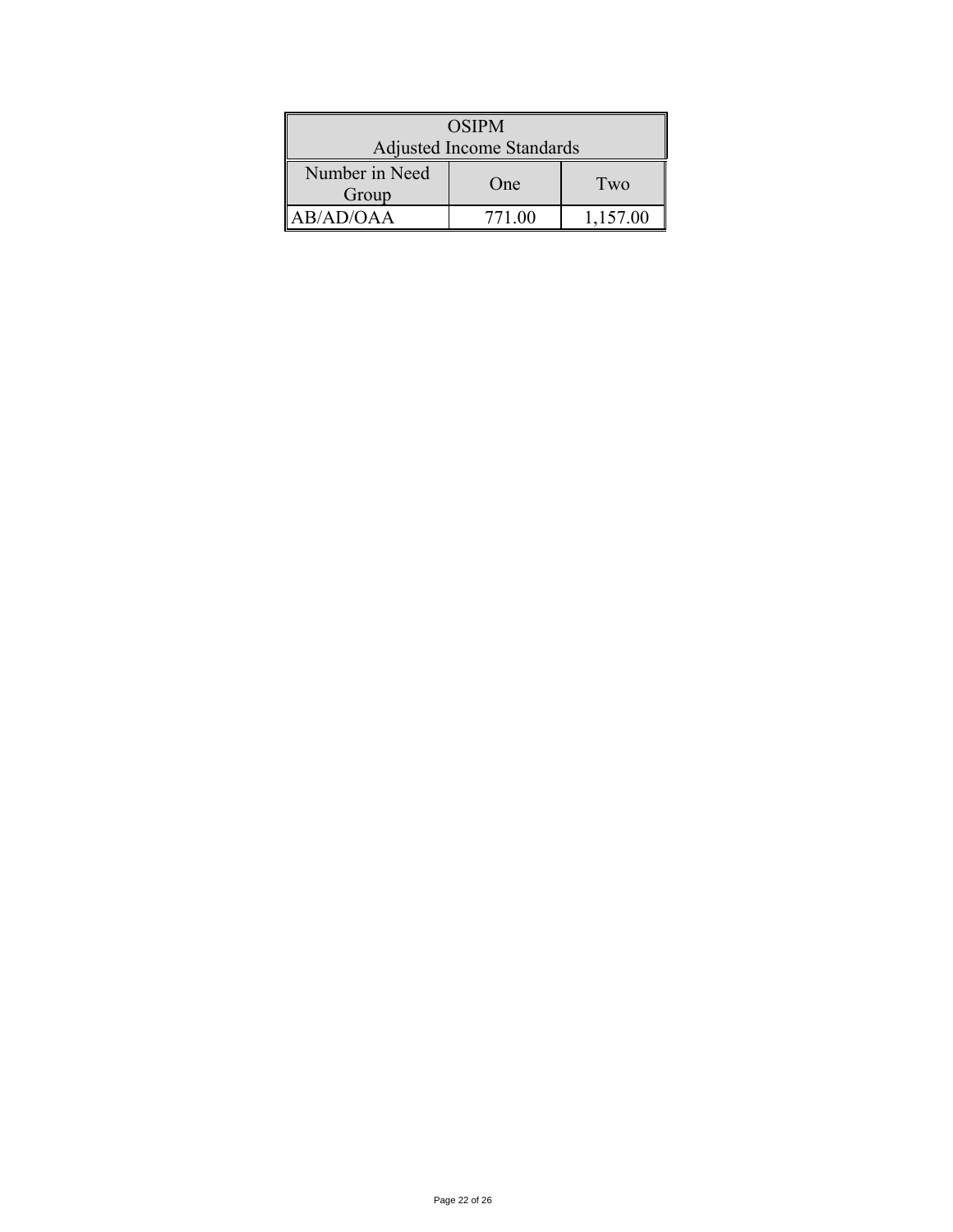| OSIPM Adjusted Income Standards | | |
|---|---|---|
| Number in Need Group | One | Two |
| AB/AD/OAA | 771.00 | 1,157.00 |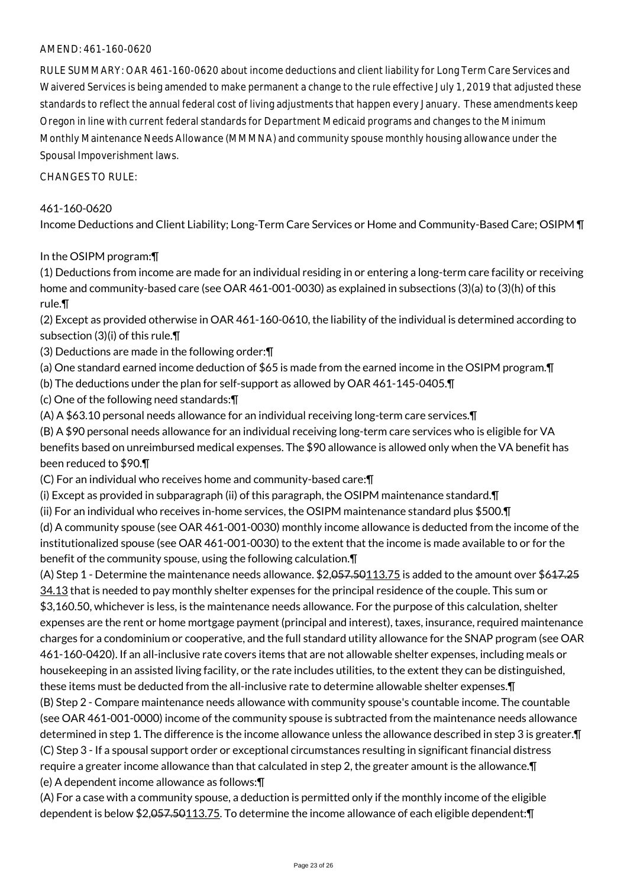AMEND: 461-160-0620

RULE SUMMARY: OAR 461-160-0620 about income deductions and client liability for Long Term Care Services and Waivered Services is being amended to make permanent a change to the rule effective July 1, 2019 that adjusted these standards to reflect the annual federal cost of living adjustments that happen every January. These amendments keep Oregon in line with current federal standards for Department Medicaid programs and changes to the Minimum Monthly Maintenance Needs Allowance (MMMNA) and community spouse monthly housing allowance under the Spousal Impoverishment laws.

CHANGES TO RULE:

461-160-0620
Income Deductions and Client Liability; Long-Term Care Services or Home and Community-Based Care; OSIPM ¶

In the OSIPM program:¶
(1) Deductions from income are made for an individual residing in or entering a long-term care facility or receiving home and community-based care (see OAR 461-001-0030) as explained in subsections (3)(a) to (3)(h) of this rule.¶
(2) Except as provided otherwise in OAR 461-160-0610, the liability of the individual is determined according to subsection (3)(i) of this rule.¶
(3) Deductions are made in the following order:¶
(a) One standard earned income deduction of $65 is made from the earned income in the OSIPM program.¶
(b) The deductions under the plan for self-support as allowed by OAR 461-145-0405.¶
(c) One of the following need standards:¶
(A) A $63.10 personal needs allowance for an individual receiving long-term care services.¶
(B) A $90 personal needs allowance for an individual receiving long-term care services who is eligible for VA benefits based on unreimbursed medical expenses. The $90 allowance is allowed only when the VA benefit has been reduced to $90.¶
(C) For an individual who receives home and community-based care:¶
(i) Except as provided in subparagraph (ii) of this paragraph, the OSIPM maintenance standard.¶
(ii) For an individual who receives in-home services, the OSIPM maintenance standard plus $500.¶
(d) A community spouse (see OAR 461-001-0030) monthly income allowance is deducted from the income of the institutionalized spouse (see OAR 461-001-0030) to the extent that the income is made available to or for the benefit of the community spouse, using the following calculation.¶
(A) Step 1 - Determine the maintenance needs allowance. $2,~~057.50~~113.75 is added to the amount over $6~~17.25~~ 34.13 that is needed to pay monthly shelter expenses for the principal residence of the couple. This sum or $3,160.50, whichever is less, is the maintenance needs allowance. For the purpose of this calculation, shelter expenses are the rent or home mortgage payment (principal and interest), taxes, insurance, required maintenance charges for a condominium or cooperative, and the full standard utility allowance for the SNAP program (see OAR 461-160-0420). If an all-inclusive rate covers items that are not allowable shelter expenses, including meals or housekeeping in an assisted living facility, or the rate includes utilities, to the extent they can be distinguished, these items must be deducted from the all-inclusive rate to determine allowable shelter expenses.¶
(B) Step 2 - Compare maintenance needs allowance with community spouse's countable income. The countable (see OAR 461-001-0000) income of the community spouse is subtracted from the maintenance needs allowance determined in step 1. The difference is the income allowance unless the allowance described in step 3 is greater.¶
(C) Step 3 - If a spousal support order or exceptional circumstances resulting in significant financial distress require a greater income allowance than that calculated in step 2, the greater amount is the allowance.¶
(e) A dependent income allowance as follows:¶
(A) For a case with a community spouse, a deduction is permitted only if the monthly income of the eligible dependent is below $2,~~057.50~~113.75. To determine the income allowance of each eligible dependent:¶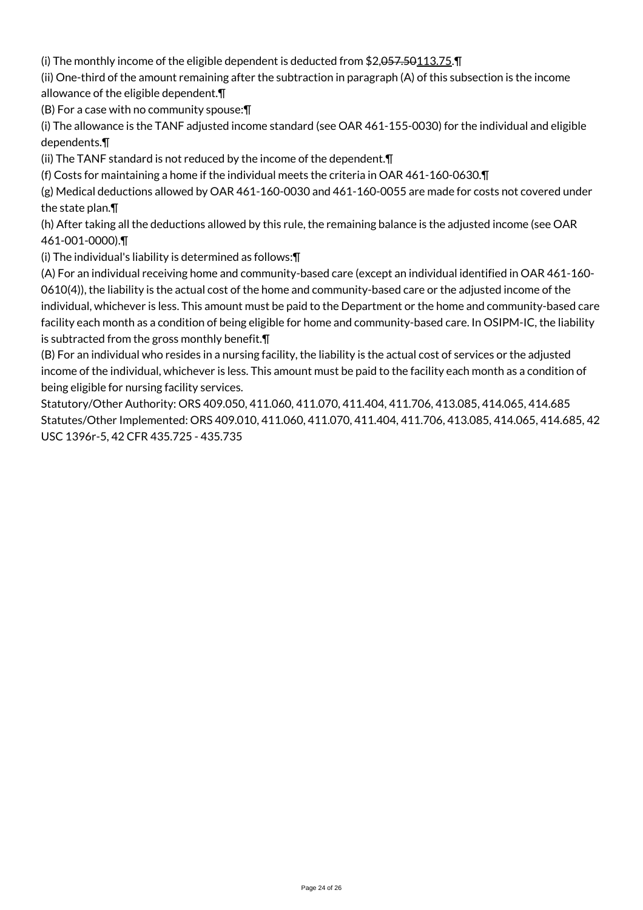(i) The monthly income of the eligible dependent is deducted from $2,~~057.50~~113.75.¶

(ii) One-third of the amount remaining after the subtraction in paragraph (A) of this subsection is the income allowance of the eligible dependent.¶

(B) For a case with no community spouse:¶

(i) The allowance is the TANF adjusted income standard (see OAR 461-155-0030) for the individual and eligible dependents.¶

(ii) The TANF standard is not reduced by the income of the dependent.¶

(f) Costs for maintaining a home if the individual meets the criteria in OAR 461-160-0630.¶

(g) Medical deductions allowed by OAR 461-160-0030 and 461-160-0055 are made for costs not covered under the state plan.¶

(h) After taking all the deductions allowed by this rule, the remaining balance is the adjusted income (see OAR 461-001-0000).¶

(i) The individual's liability is determined as follows:¶

(A) For an individual receiving home and community-based care (except an individual identified in OAR 461-160-0610(4)), the liability is the actual cost of the home and community-based care or the adjusted income of the individual, whichever is less. This amount must be paid to the Department or the home and community-based care facility each month as a condition of being eligible for home and community-based care. In OSIPM-IC, the liability is subtracted from the gross monthly benefit.¶

(B) For an individual who resides in a nursing facility, the liability is the actual cost of services or the adjusted income of the individual, whichever is less. This amount must be paid to the facility each month as a condition of being eligible for nursing facility services.

Statutory/Other Authority: ORS 409.050, 411.060, 411.070, 411.404, 411.706, 413.085, 414.065, 414.685
Statutes/Other Implemented: ORS 409.010, 411.060, 411.070, 411.404, 411.706, 413.085, 414.065, 414.685, 42 USC 1396r-5, 42 CFR 435.725 - 435.735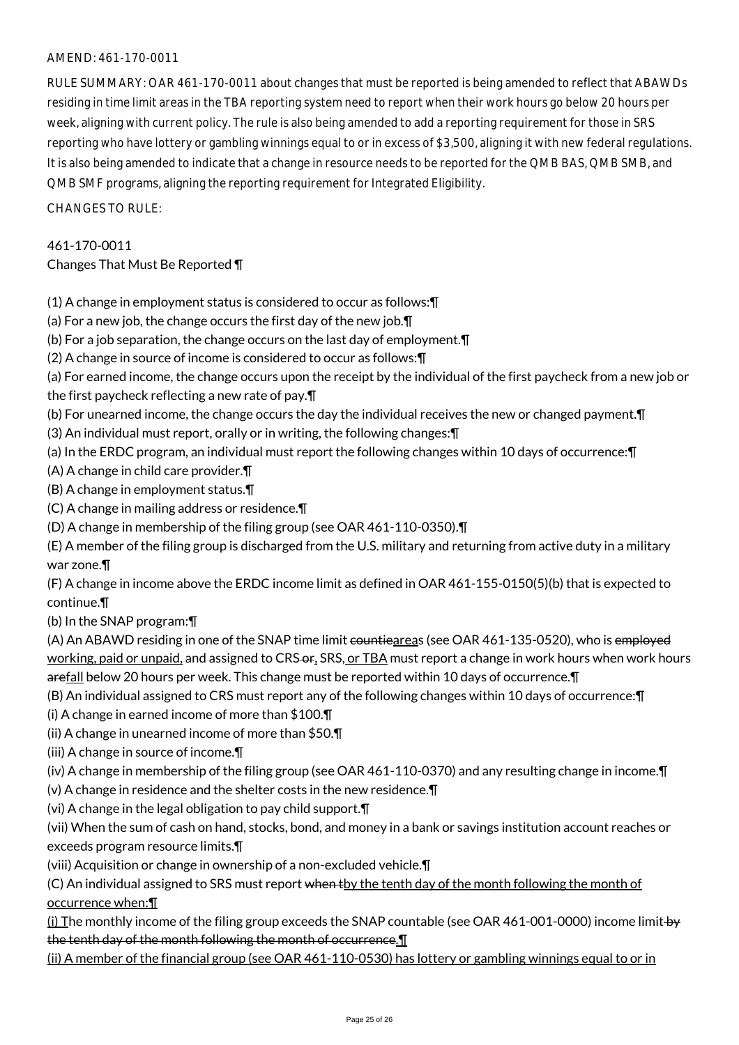AMEND: 461-170-0011

RULE SUMMARY: OAR 461-170-0011 about changes that must be reported is being amended to reflect that ABAWDs residing in time limit areas in the TBA reporting system need to report when their work hours go below 20 hours per week, aligning with current policy. The rule is also being amended to add a reporting requirement for those in SRS reporting who have lottery or gambling winnings equal to or in excess of $3,500, aligning it with new federal regulations. It is also being amended to indicate that a change in resource needs to be reported for the QMB BAS, QMB SMB, and QMB SMF programs, aligning the reporting requirement for Integrated Eligibility.

CHANGES TO RULE:

461-170-0011
Changes That Must Be Reported ¶

(1) A change in employment status is considered to occur as follows:¶
(a) For a new job, the change occurs the first day of the new job.¶
(b) For a job separation, the change occurs on the last day of employment.¶
(2) A change in source of income is considered to occur as follows:¶
(a) For earned income, the change occurs upon the receipt by the individual of the first paycheck from a new job or the first paycheck reflecting a new rate of pay.¶
(b) For unearned income, the change occurs the day the individual receives the new or changed payment.¶
(3) An individual must report, orally or in writing, the following changes:¶
(a) In the ERDC program, an individual must report the following changes within 10 days of occurrence:¶
(A) A change in child care provider.¶
(B) A change in employment status.¶
(C) A change in mailing address or residence.¶
(D) A change in membership of the filing group (see OAR 461-110-0350).¶
(E) A member of the filing group is discharged from the U.S. military and returning from active duty in a military war zone.¶
(F) A change in income above the ERDC income limit as defined in OAR 461-155-0150(5)(b) that is expected to continue.¶
(b) In the SNAP program:¶
(A) An ABAWD residing in one of the SNAP time limit ~~countie~~<u>area</u>s (see OAR 461-135-0520), who is ~~employed~~ <u>working, paid or unpaid,</u> and assigned to CRS ~~or~~<u>,</u> SRS<u>, or TBA</u> must report a change in work hours when work hours ~~are~~<u>fall</u> below 20 hours per week. This change must be reported within 10 days of occurrence.¶
(B) An individual assigned to CRS must report any of the following changes within 10 days of occurrence:¶
(i) A change in earned income of more than $100.¶
(ii) A change in unearned income of more than $50.¶
(iii) A change in source of income.¶
(iv) A change in membership of the filing group (see OAR 461-110-0370) and any resulting change in income.¶
(v) A change in residence and the shelter costs in the new residence.¶
(vi) A change in the legal obligation to pay child support.¶
(vii) When the sum of cash on hand, stocks, bond, and money in a bank or savings institution account reaches or exceeds program resource limits.¶
(viii) Acquisition or change in ownership of a non-excluded vehicle.¶
(C) An individual assigned to SRS must report ~~when t~~<u>by the tenth day of the month following the month of occurrence when:¶</u>
<u>(i) T</u>he monthly income of the filing group exceeds the SNAP countable (see OAR 461-001-0000) income limit ~~by the tenth day of the month following the month of occurrence.~~<u>¶</u>
<u>(ii) A member of the financial group (see OAR 461-110-0530) has lottery or gambling winnings equal to or in</u>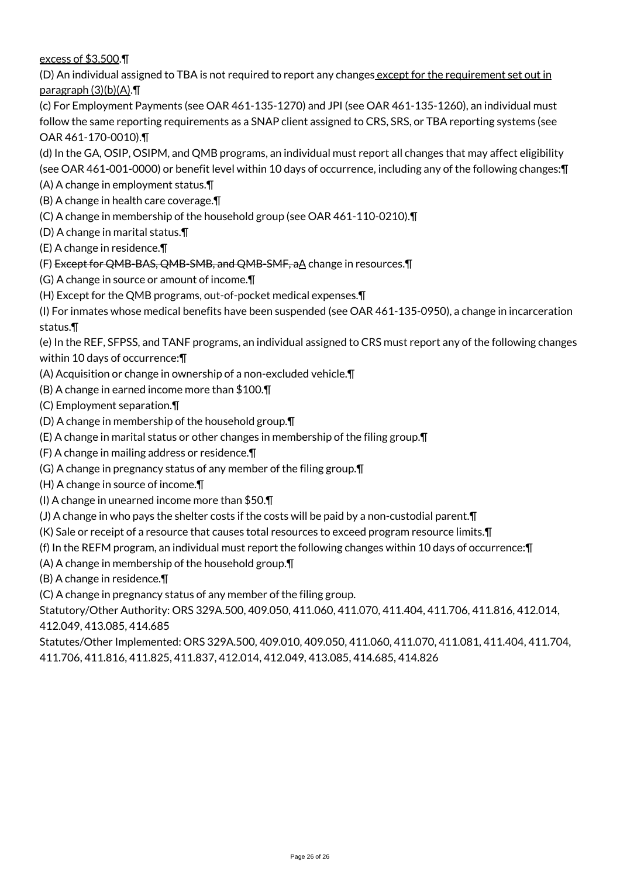excess of $3,500.¶

(D) An individual assigned to TBA is not required to report any changes except for the requirement set out in paragraph (3)(b)(A).¶

(c) For Employment Payments (see OAR 461-135-1270) and JPI (see OAR 461-135-1260), an individual must follow the same reporting requirements as a SNAP client assigned to CRS, SRS, or TBA reporting systems (see OAR 461-170-0010).¶

(d) In the GA, OSIP, OSIPM, and QMB programs, an individual must report all changes that may affect eligibility (see OAR 461-001-0000) or benefit level within 10 days of occurrence, including any of the following changes:¶

(A) A change in employment status.¶

(B) A change in health care coverage.¶

(C) A change in membership of the household group (see OAR 461-110-0210).¶

(D) A change in marital status.¶

(E) A change in residence.¶

(F) ~~Except for QMB-BAS, QMB-SMB, and QMB-SMF, a~~A change in resources.¶

(G) A change in source or amount of income.¶

(H) Except for the QMB programs, out-of-pocket medical expenses.¶

(I) For inmates whose medical benefits have been suspended (see OAR 461-135-0950), a change in incarceration status.¶

(e) In the REF, SFPSS, and TANF programs, an individual assigned to CRS must report any of the following changes within 10 days of occurrence:¶

(A) Acquisition or change in ownership of a non-excluded vehicle.¶

(B) A change in earned income more than $100.¶

(C) Employment separation.¶

(D) A change in membership of the household group.¶

(E) A change in marital status or other changes in membership of the filing group.¶

(F) A change in mailing address or residence.¶

(G) A change in pregnancy status of any member of the filing group.¶

(H) A change in source of income.¶

(I) A change in unearned income more than $50.¶

(J) A change in who pays the shelter costs if the costs will be paid by a non-custodial parent.¶

(K) Sale or receipt of a resource that causes total resources to exceed program resource limits.¶

(f) In the REFM program, an individual must report the following changes within 10 days of occurrence:¶

(A) A change in membership of the household group.¶

(B) A change in residence.¶

(C) A change in pregnancy status of any member of the filing group.

Statutory/Other Authority: ORS 329A.500, 409.050, 411.060, 411.070, 411.404, 411.706, 411.816, 412.014, 412.049, 413.085, 414.685

Statutes/Other Implemented: ORS 329A.500, 409.010, 409.050, 411.060, 411.070, 411.081, 411.404, 411.704, 411.706, 411.816, 411.825, 411.837, 412.014, 412.049, 413.085, 414.685, 414.826